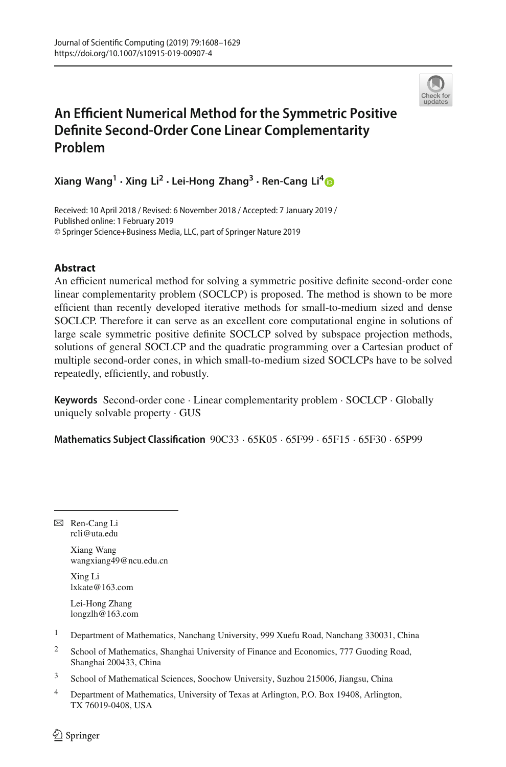# An Efficient Numerical Method for the Symmetric Positive Definite Second-Order Cone Linear Complementarity Problem

**Xiang Wang[1] · Xing Li[2] · Lei-Hong Zhang[3] · Ren-Cang Li[4]**

Received: 10 April 2018 / Revised: 6 November 2018 / Accepted: 7 January 2019 /
Published online: 1 February 2019
© Springer Science+Business Media, LLC, part of Springer Nature 2019

## Abstract

An efficient numerical method for solving a symmetric positive definite second-order cone linear complementarity problem (SOCLCP) is proposed. The method is shown to be more efficient than recently developed iterative methods for small-to-medium sized and dense SOCLCP. Therefore it can serve as an excellent core computational engine in solutions of large scale symmetric positive definite SOCLCP solved by subspace projection methods, solutions of general SOCLCP and the quadratic programming over a Cartesian product of multiple second-order cones, in which small-to-medium sized SOCLCPs have to be solved repeatedly, efficiently, and robustly.

**Keywords** Second-order cone · Linear complementarity problem · SOCLCP · Globally uniquely solvable property · GUS

**Mathematics Subject Classification** 90C33 · 65K05 · 65F99 · 65F15 · 65F30 · 65P99

---

✉ Ren-Cang Li
rcli@uta.edu

Xiang Wang
wangxiang49@ncu.edu.cn

Xing Li
lxkate@163.com

Lei-Hong Zhang
longzlh@163.com

[1] Department of Mathematics, Nanchang University, 999 Xuefu Road, Nanchang 330031, China

[2] School of Mathematics, Shanghai University of Finance and Economics, 777 Guoding Road, Shanghai 200433, China

[3] School of Mathematical Sciences, Soochow University, Suzhou 215006, Jiangsu, China

[4] Department of Mathematics, University of Texas at Arlington, P.O. Box 19408, Arlington, TX 76019-0408, USA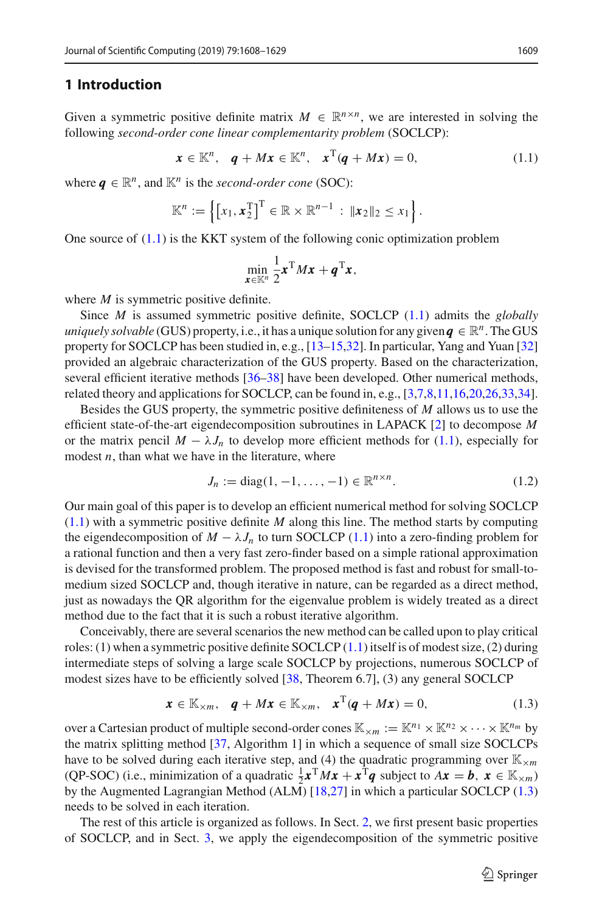## 1 Introduction

Given a symmetric positive definite matrix $M \in \mathbb{R}^{n\times n}$, we are interested in solving the following *second-order cone linear complementarity problem* (SOCLCP):

$$\boldsymbol{x} \in \mathbb{K}^n, \quad \boldsymbol{q} + M\boldsymbol{x} \in \mathbb{K}^n, \quad \boldsymbol{x}^{\mathrm{T}}(\boldsymbol{q} + M\boldsymbol{x}) = 0, \tag{1.1}$$

where $\boldsymbol{q} \in \mathbb{R}^n$, and $\mathbb{K}^n$ is the *second-order cone* (SOC):

$$\mathbb{K}^n := \left\{ \left[x_1, \boldsymbol{x}_2^{\mathrm{T}}\right]^{\mathrm{T}} \in \mathbb{R} \times \mathbb{R}^{n-1} \; : \; \|\boldsymbol{x}_2\|_2 \le x_1 \right\}.$$

One source of (1.1) is the KKT system of the following conic optimization problem

$$\min_{\boldsymbol{x}\in\mathbb{K}^n} \frac{1}{2}\boldsymbol{x}^{\mathrm{T}} M\boldsymbol{x} + \boldsymbol{q}^{\mathrm{T}}\boldsymbol{x},$$

where $M$ is symmetric positive definite.

Since $M$ is assumed symmetric positive definite, SOCLCP (1.1) admits the *globally uniquely solvable* (GUS) property, i.e., it has a unique solution for any given $\boldsymbol{q} \in \mathbb{R}^n$. The GUS property for SOCLCP has been studied in, e.g., [13–15,32]. In particular, Yang and Yuan [32] provided an algebraic characterization of the GUS property. Based on the characterization, several efficient iterative methods [36–38] have been developed. Other numerical methods, related theory and applications for SOCLCP, can be found in, e.g., [3,7,8,11,16,20,26,33,34].

Besides the GUS property, the symmetric positive definiteness of $M$ allows us to use the efficient state-of-the-art eigendecomposition subroutines in LAPACK [2] to decompose $M$ or the matrix pencil $M - \lambda J_n$ to develop more efficient methods for (1.1), especially for modest $n$, than what we have in the literature, where

$$J_n := \mathrm{diag}(1, -1, \ldots, -1) \in \mathbb{R}^{n\times n}. \tag{1.2}$$

Our main goal of this paper is to develop an efficient numerical method for solving SOCLCP (1.1) with a symmetric positive definite $M$ along this line. The method starts by computing the eigendecomposition of $M - \lambda J_n$ to turn SOCLCP (1.1) into a zero-finding problem for a rational function and then a very fast zero-finder based on a simple rational approximation is devised for the transformed problem. The proposed method is fast and robust for small-to-medium sized SOCLCP and, though iterative in nature, can be regarded as a direct method, just as nowadays the QR algorithm for the eigenvalue problem is widely treated as a direct method due to the fact that it is such a robust iterative algorithm.

Conceivably, there are several scenarios the new method can be called upon to play critical roles: (1) when a symmetric positive definite SOCLCP (1.1) itself is of modest size, (2) during intermediate steps of solving a large scale SOCLCP by projections, numerous SOCLCP of modest sizes have to be efficiently solved [38, Theorem 6.7], (3) any general SOCLCP

$$\boldsymbol{x} \in \mathbb{K}_{\times m}, \quad \boldsymbol{q} + M\boldsymbol{x} \in \mathbb{K}_{\times m}, \quad \boldsymbol{x}^{\mathrm{T}}(\boldsymbol{q} + M\boldsymbol{x}) = 0, \tag{1.3}$$

over a Cartesian product of multiple second-order cones $\mathbb{K}_{\times m} := \mathbb{K}^{n_1} \times \mathbb{K}^{n_2} \times \cdots \times \mathbb{K}^{n_m}$ by the matrix splitting method [37, Algorithm 1] in which a sequence of small size SOCLCPs have to be solved during each iterative step, and (4) the quadratic programming over $\mathbb{K}_{\times m}$ (QP-SOC) (i.e., minimization of a quadratic $\frac{1}{2}\boldsymbol{x}^{\mathrm{T}} M\boldsymbol{x} + \boldsymbol{x}^{\mathrm{T}}\boldsymbol{q}$ subject to $A\boldsymbol{x} = \boldsymbol{b}$, $\boldsymbol{x} \in \mathbb{K}_{\times m}$) by the Augmented Lagrangian Method (ALM) [18,27] in which a particular SOCLCP (1.3) needs to be solved in each iteration.

The rest of this article is organized as follows. In Sect. 2, we first present basic properties of SOCLCP, and in Sect. 3, we apply the eigendecomposition of the symmetric positive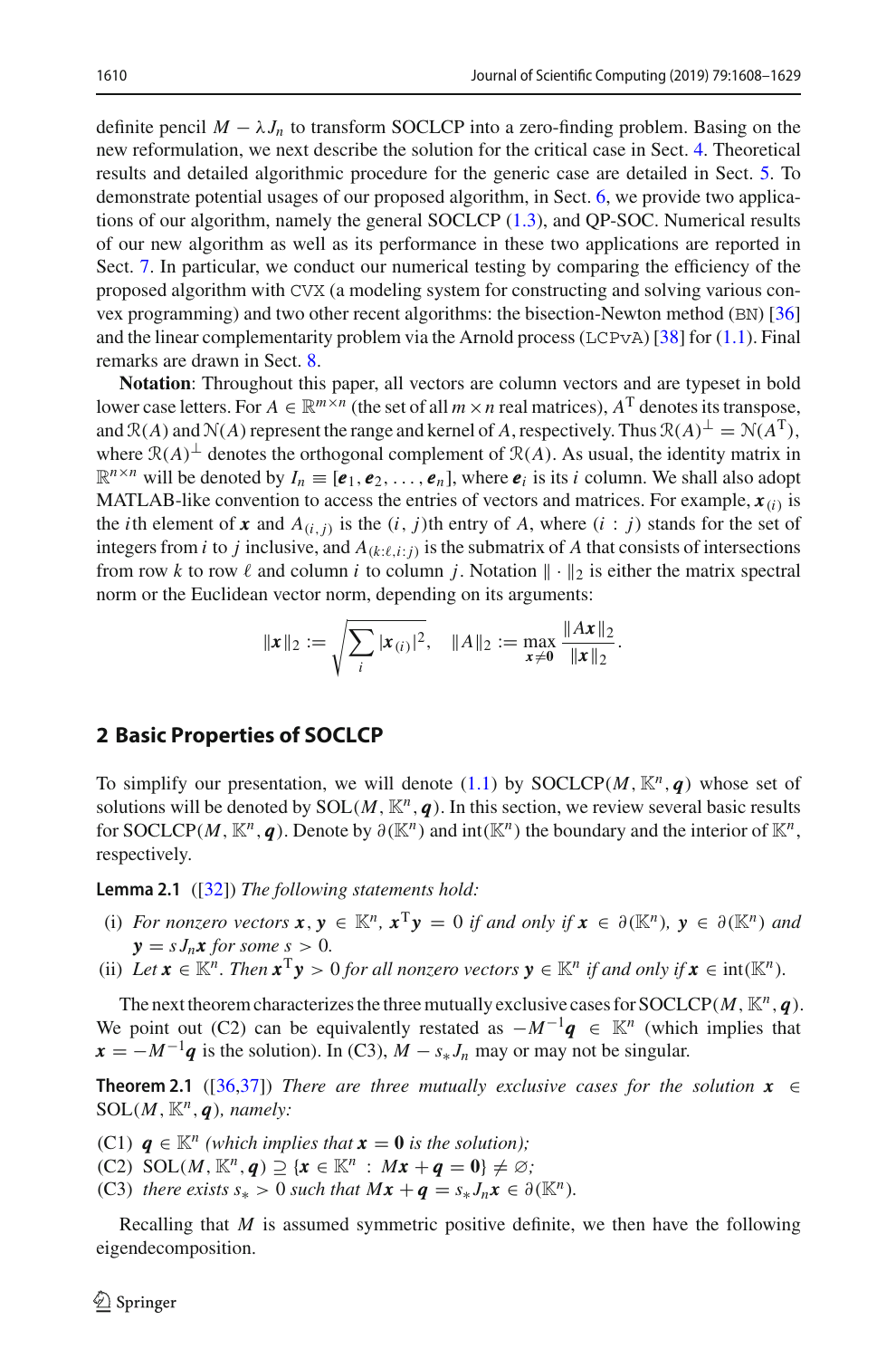definite pencil $M - \lambda J_n$ to transform SOCLCP into a zero-finding problem. Basing on the new reformulation, we next describe the solution for the critical case in Sect. 4. Theoretical results and detailed algorithmic procedure for the generic case are detailed in Sect. 5. To demonstrate potential usages of our proposed algorithm, in Sect. 6, we provide two applications of our algorithm, namely the general SOCLCP (1.3), and QP-SOC. Numerical results of our new algorithm as well as its performance in these two applications are reported in Sect. 7. In particular, we conduct our numerical testing by comparing the efficiency of the proposed algorithm with CVX (a modeling system for constructing and solving various convex programming) and two other recent algorithms: the bisection-Newton method (BN) [36] and the linear complementarity problem via the Arnold process (LCPvA) [38] for (1.1). Final remarks are drawn in Sect. 8.

**Notation**: Throughout this paper, all vectors are column vectors and are typeset in bold lower case letters. For $A \in \mathbb{R}^{m\times n}$ (the set of all $m \times n$ real matrices), $A^{\mathrm{T}}$ denotes its transpose, and $\mathcal{R}(A)$ and $\mathcal{N}(A)$ represent the range and kernel of $A$, respectively. Thus $\mathcal{R}(A)^{\perp} = \mathcal{N}(A^{\mathrm{T}})$, where $\mathcal{R}(A)^{\perp}$ denotes the orthogonal complement of $\mathcal{R}(A)$. As usual, the identity matrix in $\mathbb{R}^{n\times n}$ will be denoted by $I_n \equiv [\boldsymbol{e}_1, \boldsymbol{e}_2, \ldots, \boldsymbol{e}_n]$, where $\boldsymbol{e}_i$ is its $i$ column. We shall also adopt MATLAB-like convention to access the entries of vectors and matrices. For example, $\boldsymbol{x}_{(i)}$ is the $i$th element of $\boldsymbol{x}$ and $A_{(i,j)}$ is the $(i, j)$th entry of $A$, where $(i : j)$ stands for the set of integers from $i$ to $j$ inclusive, and $A_{(k:\ell,i:j)}$ is the submatrix of $A$ that consists of intersections from row $k$ to row $\ell$ and column $i$ to column $j$. Notation $\|\cdot\|_2$ is either the matrix spectral norm or the Euclidean vector norm, depending on its arguments:

$$\|\boldsymbol{x}\|_2 := \sqrt{\sum_i |\boldsymbol{x}_{(i)}|^2}, \quad \|A\|_2 := \max_{\boldsymbol{x}\neq \boldsymbol{0}} \frac{\|A\boldsymbol{x}\|_2}{\|\boldsymbol{x}\|_2}.$$

## 2 Basic Properties of SOCLCP

To simplify our presentation, we will denote (1.1) by SOCLCP$(M, \mathbb{K}^n, \boldsymbol{q})$ whose set of solutions will be denoted by SOL$(M, \mathbb{K}^n, \boldsymbol{q})$. In this section, we review several basic results for SOCLCP$(M, \mathbb{K}^n, \boldsymbol{q})$. Denote by $\partial(\mathbb{K}^n)$ and $\mathrm{int}(\mathbb{K}^n)$ the boundary and the interior of $\mathbb{K}^n$, respectively.

**Lemma 2.1** ([32]) *The following statements hold:*

- (i) *For nonzero vectors $\boldsymbol{x}, \boldsymbol{y} \in \mathbb{K}^n$, $\boldsymbol{x}^{\mathrm{T}}\boldsymbol{y} = 0$ if and only if $\boldsymbol{x} \in \partial(\mathbb{K}^n)$, $\boldsymbol{y} \in \partial(\mathbb{K}^n)$ and $\boldsymbol{y} = sJ_n\boldsymbol{x}$ for some $s > 0$.*
- (ii) *Let $\boldsymbol{x} \in \mathbb{K}^n$. Then $\boldsymbol{x}^{\mathrm{T}}\boldsymbol{y} > 0$ for all nonzero vectors $\boldsymbol{y} \in \mathbb{K}^n$ if and only if $\boldsymbol{x} \in \mathrm{int}(\mathbb{K}^n)$.*

The next theorem characterizes the three mutually exclusive cases for SOCLCP$(M, \mathbb{K}^n, \boldsymbol{q})$. We point out (C2) can be equivalently restated as $-M^{-1}\boldsymbol{q} \in \mathbb{K}^n$ (which implies that $\boldsymbol{x} = -M^{-1}\boldsymbol{q}$ is the solution). In (C3), $M - s_* J_n$ may or may not be singular.

**Theorem 2.1** ([36,37]) *There are three mutually exclusive cases for the solution $\boldsymbol{x} \in$ SOL$(M, \mathbb{K}^n, \boldsymbol{q})$, namely:*

- (C1) *$\boldsymbol{q} \in \mathbb{K}^n$ (which implies that $\boldsymbol{x} = \boldsymbol{0}$ is the solution);*
- (C2) *SOL$(M, \mathbb{K}^n, \boldsymbol{q}) \supseteq \{\boldsymbol{x} \in \mathbb{K}^n : M\boldsymbol{x} + \boldsymbol{q} = \boldsymbol{0}\} \neq \varnothing$;*
- (C3) *there exists $s_* > 0$ such that $M\boldsymbol{x} + \boldsymbol{q} = s_* J_n \boldsymbol{x} \in \partial(\mathbb{K}^n)$.*

Recalling that $M$ is assumed symmetric positive definite, we then have the following eigendecomposition.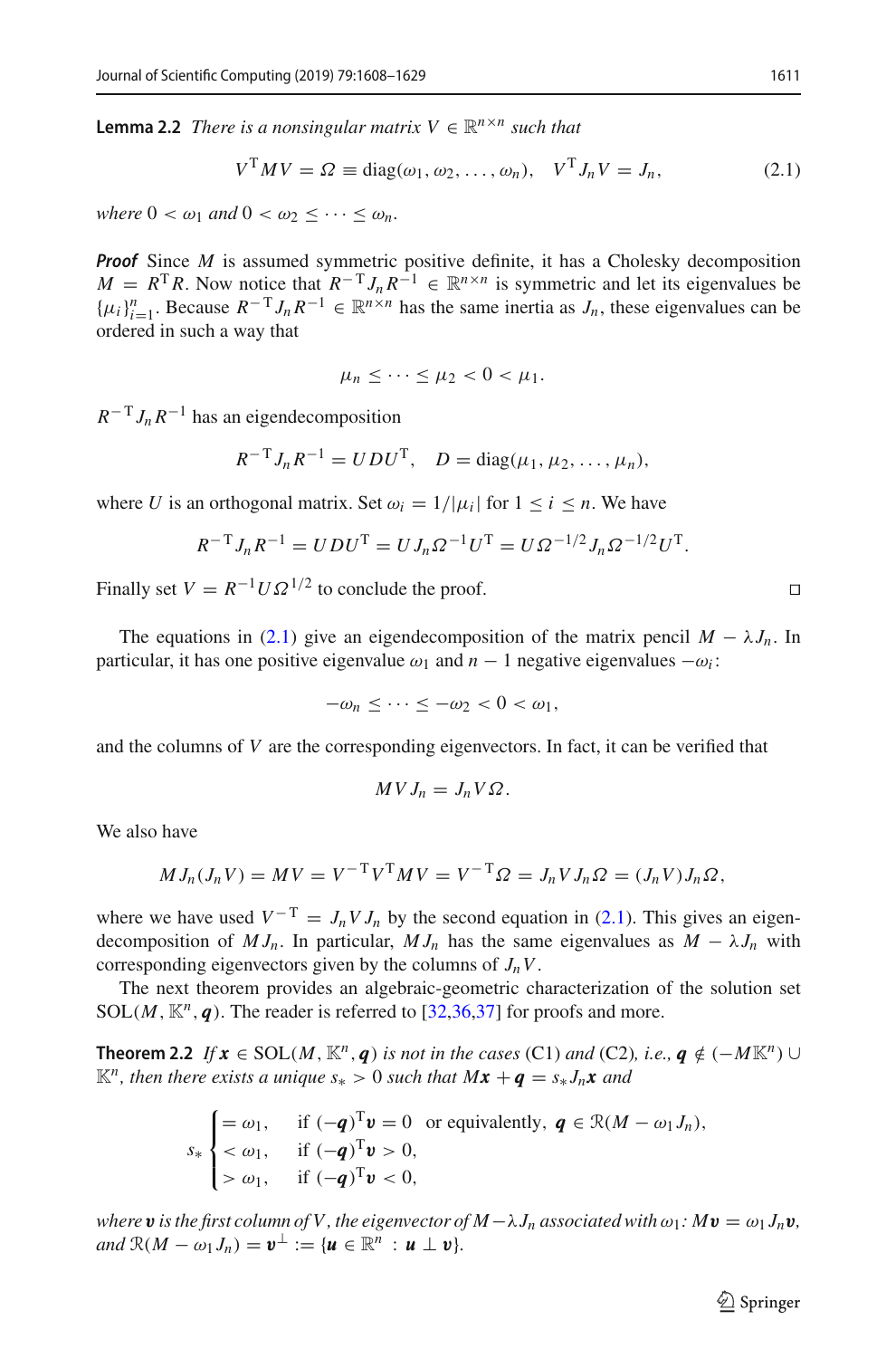**Lemma 2.2** *There is a nonsingular matrix $V \in \mathbb{R}^{n\times n}$ such that*

$$V^{\mathrm{T}} M V = \Omega \equiv \operatorname{diag}(\omega_1, \omega_2, \ldots, \omega_n), \quad V^{\mathrm{T}} J_n V = J_n, \tag{2.1}$$

*where $0 < \omega_1$ and $0 < \omega_2 \le \cdots \le \omega_n$.*

***Proof*** Since $M$ is assumed symmetric positive definite, it has a Cholesky decomposition $M = R^{\mathrm{T}} R$. Now notice that $R^{-\mathrm{T}} J_n R^{-1} \in \mathbb{R}^{n\times n}$ is symmetric and let its eigenvalues be $\{\mu_i\}_{i=1}^n$. Because $R^{-\mathrm{T}} J_n R^{-1} \in \mathbb{R}^{n\times n}$ has the same inertia as $J_n$, these eigenvalues can be ordered in such a way that

$$\mu_n \le \cdots \le \mu_2 < 0 < \mu_1.$$

$R^{-\mathrm{T}} J_n R^{-1}$ has an eigendecomposition

$$R^{-\mathrm{T}} J_n R^{-1} = U D U^{\mathrm{T}}, \quad D = \operatorname{diag}(\mu_1, \mu_2, \ldots, \mu_n),$$

where $U$ is an orthogonal matrix. Set $\omega_i = 1/|\mu_i|$ for $1 \le i \le n$. We have

$$R^{-\mathrm{T}} J_n R^{-1} = U D U^{\mathrm{T}} = U J_n \Omega^{-1} U^{\mathrm{T}} = U \Omega^{-1/2} J_n \Omega^{-1/2} U^{\mathrm{T}}.$$

Finally set $V = R^{-1} U \Omega^{1/2}$ to conclude the proof. □

The equations in (2.1) give an eigendecomposition of the matrix pencil $M - \lambda J_n$. In particular, it has one positive eigenvalue $\omega_1$ and $n-1$ negative eigenvalues $-\omega_i$:

$$-\omega_n \le \cdots \le -\omega_2 < 0 < \omega_1,$$

and the columns of $V$ are the corresponding eigenvectors. In fact, it can be verified that

$$M V J_n = J_n V \Omega.$$

We also have

$$M J_n (J_n V) = M V = V^{-\mathrm{T}} V^{\mathrm{T}} M V = V^{-\mathrm{T}} \Omega = J_n V J_n \Omega = (J_n V) J_n \Omega,$$

where we have used $V^{-\mathrm{T}} = J_n V J_n$ by the second equation in (2.1). This gives an eigendecomposition of $M J_n$. In particular, $M J_n$ has the same eigenvalues as $M - \lambda J_n$ with corresponding eigenvectors given by the columns of $J_n V$.

The next theorem provides an algebraic-geometric characterization of the solution set $\mathrm{SOL}(M, \mathbb{K}^n, \boldsymbol{q})$. The reader is referred to [32,36,37] for proofs and more.

**Theorem 2.2** *If $\boldsymbol{x} \in \mathrm{SOL}(M, \mathbb{K}^n, \boldsymbol{q})$ is not in the cases* (C1) *and* (C2)*, i.e., $\boldsymbol{q} \notin (-M\mathbb{K}^n) \cup \mathbb{K}^n$, then there exists a unique $s_* > 0$ such that $M\boldsymbol{x} + \boldsymbol{q} = s_* J_n \boldsymbol{x}$ and*

$$s_* \begin{cases} = \omega_1, & \text{if } (-\boldsymbol{q})^{\mathrm{T}} \boldsymbol{v} = 0 \ \text{ or equivalently, } \boldsymbol{q} \in \mathcal{R}(M - \omega_1 J_n), \\ < \omega_1, & \text{if } (-\boldsymbol{q})^{\mathrm{T}} \boldsymbol{v} > 0, \\ > \omega_1, & \text{if } (-\boldsymbol{q})^{\mathrm{T}} \boldsymbol{v} < 0, \end{cases}$$

*where $\boldsymbol{v}$ is the first column of $V$, the eigenvector of $M - \lambda J_n$ associated with $\omega_1$: $M\boldsymbol{v} = \omega_1 J_n \boldsymbol{v}$, and $\mathcal{R}(M - \omega_1 J_n) = \boldsymbol{v}^{\perp} := \{\boldsymbol{u} \in \mathbb{R}^n : \boldsymbol{u} \perp \boldsymbol{v}\}$.*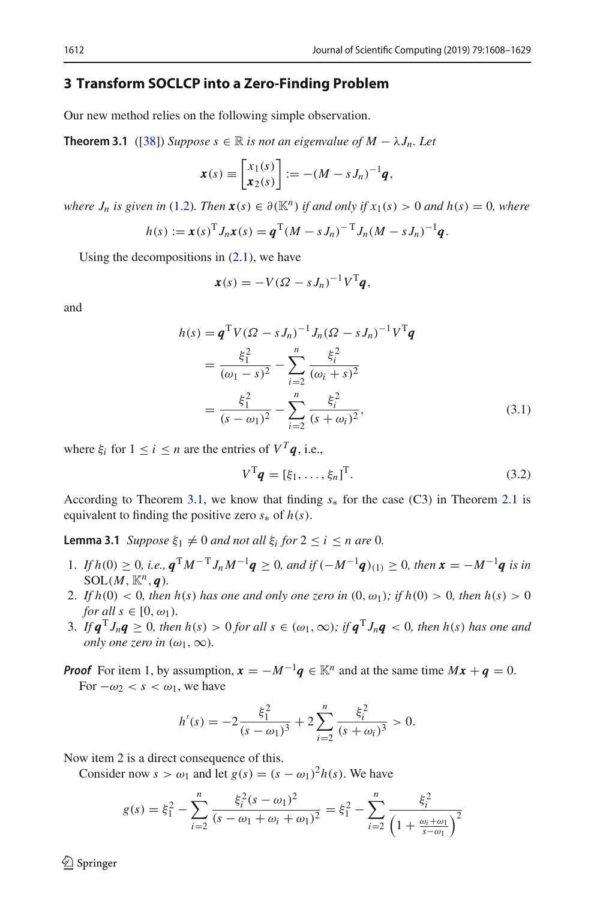## 3 Transform SOCLCP into a Zero-Finding Problem

Our new method relies on the following simple observation.

**Theorem 3.1** ([38]) *Suppose $s \in \mathbb{R}$ is not an eigenvalue of $M - \lambda J_n$. Let*

$$\boldsymbol{x}(s) \equiv \begin{bmatrix} x_1(s) \\ \boldsymbol{x}_2(s) \end{bmatrix} := -(M - sJ_n)^{-1}\boldsymbol{q},$$

*where $J_n$ is given in (1.2). Then $\boldsymbol{x}(s) \in \partial(\mathbb{K}^n)$ if and only if $x_1(s) > 0$ and $h(s) = 0$, where*

$$h(s) := \boldsymbol{x}(s)^{\mathrm{T}} J_n \boldsymbol{x}(s) = \boldsymbol{q}^{\mathrm{T}}(M - sJ_n)^{-\mathrm{T}} J_n (M - sJ_n)^{-1}\boldsymbol{q}.$$

Using the decompositions in (2.1), we have

$$\boldsymbol{x}(s) = -V(\Omega - sJ_n)^{-1}V^{\mathrm{T}}\boldsymbol{q},$$

and

$$\begin{aligned} h(s) &= \boldsymbol{q}^{\mathrm{T}} V(\Omega - sJ_n)^{-1} J_n (\Omega - sJ_n)^{-1} V^{\mathrm{T}}\boldsymbol{q} \\ &= \frac{\xi_1^2}{(\omega_1 - s)^2} - \sum_{i=2}^{n} \frac{\xi_i^2}{(\omega_i + s)^2} \\ &= \frac{\xi_1^2}{(s - \omega_1)^2} - \sum_{i=2}^{n} \frac{\xi_i^2}{(s + \omega_i)^2}, \end{aligned} \tag{3.1}$$

where $\xi_i$ for $1 \le i \le n$ are the entries of $V^T\boldsymbol{q}$, i.e.,

$$V^{\mathrm{T}}\boldsymbol{q} = [\xi_1, \ldots, \xi_n]^{\mathrm{T}}. \tag{3.2}$$

According to Theorem 3.1, we know that finding $s_*$ for the case (C3) in Theorem 2.1 is equivalent to finding the positive zero $s_*$ of $h(s)$.

**Lemma 3.1** *Suppose $\xi_1 \neq 0$ and not all $\xi_i$ for $2 \le i \le n$ are 0.*

1. *If $h(0) \ge 0$, i.e., $\boldsymbol{q}^{\mathrm{T}} M^{-\mathrm{T}} J_n M^{-1}\boldsymbol{q} \ge 0$, and if $(-M^{-1}\boldsymbol{q})_{(1)} \ge 0$, then $\boldsymbol{x} = -M^{-1}\boldsymbol{q}$ is in* $\mathrm{SOL}(M, \mathbb{K}^n, \boldsymbol{q})$.
2. *If $h(0) < 0$, then $h(s)$ has one and only one zero in $(0, \omega_1)$; if $h(0) > 0$, then $h(s) > 0$ for all $s \in [0, \omega_1)$.*
3. *If $\boldsymbol{q}^{\mathrm{T}} J_n \boldsymbol{q} \ge 0$, then $h(s) > 0$ for all $s \in (\omega_1, \infty)$; if $\boldsymbol{q}^{\mathrm{T}} J_n \boldsymbol{q} < 0$, then $h(s)$ has one and only one zero in $(\omega_1, \infty)$.*

***Proof*** For item 1, by assumption, $\boldsymbol{x} = -M^{-1}\boldsymbol{q} \in \mathbb{K}^n$ and at the same time $M\boldsymbol{x} + \boldsymbol{q} = 0$.

For $-\omega_2 < s < \omega_1$, we have

$$h'(s) = -2\frac{\xi_1^2}{(s - \omega_1)^3} + 2\sum_{i=2}^{n} \frac{\xi_i^2}{(s + \omega_i)^3} > 0.$$

Now item 2 is a direct consequence of this.

Consider now $s > \omega_1$ and let $g(s) = (s - \omega_1)^2 h(s)$. We have

$$g(s) = \xi_1^2 - \sum_{i=2}^{n} \frac{\xi_i^2 (s - \omega_1)^2}{(s - \omega_1 + \omega_i + \omega_1)^2} = \xi_1^2 - \sum_{i=2}^{n} \frac{\xi_i^2}{\left(1 + \frac{\omega_i + \omega_1}{s - \omega_1}\right)^2}$$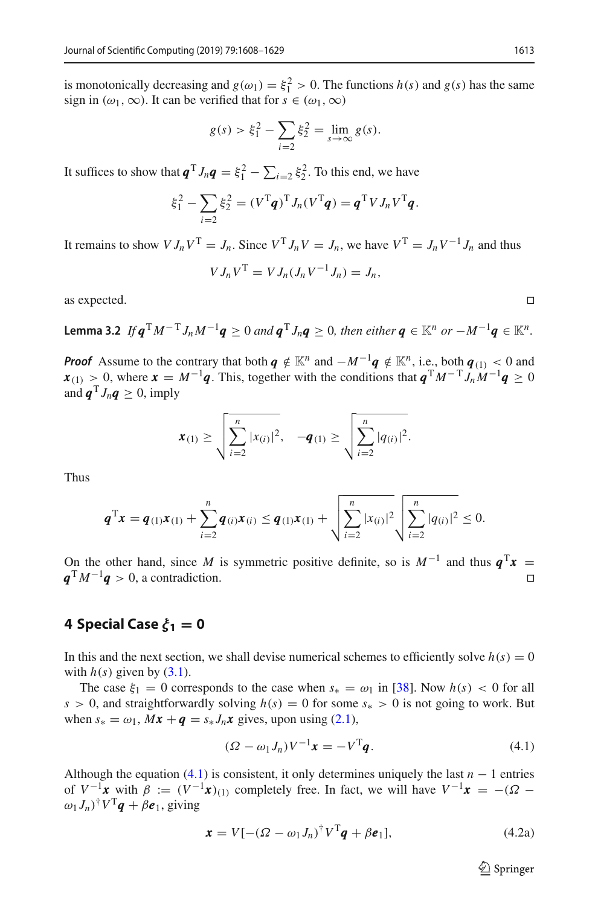is monotonically decreasing and $g(\omega_1) = \xi_1^2 > 0$. The functions $h(s)$ and $g(s)$ has the same sign in $(\omega_1, \infty)$. It can be verified that for $s \in (\omega_1, \infty)$

$$g(s) > \xi_1^2 - \sum_{i=2} \xi_2^2 = \lim_{s\to\infty} g(s).$$

It suffices to show that $\boldsymbol{q}^{\mathrm{T}} J_n \boldsymbol{q} = \xi_1^2 - \sum_{i=2} \xi_2^2$. To this end, we have

$$\xi_1^2 - \sum_{i=2} \xi_2^2 = (V^{\mathrm{T}}\boldsymbol{q})^{\mathrm{T}} J_n (V^{\mathrm{T}}\boldsymbol{q}) = \boldsymbol{q}^{\mathrm{T}} V J_n V^{\mathrm{T}} \boldsymbol{q}.$$

It remains to show $V J_n V^{\mathrm{T}} = J_n$. Since $V^{\mathrm{T}} J_n V = J_n$, we have $V^{\mathrm{T}} = J_n V^{-1} J_n$ and thus

$$V J_n V^{\mathrm{T}} = V J_n (J_n V^{-1} J_n) = J_n,$$

as expected. □

**Lemma 3.2** *If $\boldsymbol{q}^{\mathrm{T}} M^{-\mathrm{T}} J_n M^{-1} \boldsymbol{q} \geq 0$ and $\boldsymbol{q}^{\mathrm{T}} J_n \boldsymbol{q} \geq 0$, then either $\boldsymbol{q} \in \mathbb{K}^n$ or $-M^{-1}\boldsymbol{q} \in \mathbb{K}^n$.*

***Proof*** Assume to the contrary that both $\boldsymbol{q} \notin \mathbb{K}^n$ and $-M^{-1}\boldsymbol{q} \notin \mathbb{K}^n$, i.e., both $\boldsymbol{q}_{(1)} < 0$ and $\boldsymbol{x}_{(1)} > 0$, where $\boldsymbol{x} = M^{-1}\boldsymbol{q}$. This, together with the conditions that $\boldsymbol{q}^{\mathrm{T}} M^{-\mathrm{T}} J_n M^{-1} \boldsymbol{q} \geq 0$ and $\boldsymbol{q}^{\mathrm{T}} J_n \boldsymbol{q} \geq 0$, imply

$$\boldsymbol{x}_{(1)} \geq \sqrt{\sum_{i=2}^{n} |x_{(i)}|^2}, \quad -\boldsymbol{q}_{(1)} \geq \sqrt{\sum_{i=2}^{n} |q_{(i)}|^2}.$$

Thus

$$\boldsymbol{q}^{\mathrm{T}} \boldsymbol{x} = \boldsymbol{q}_{(1)} \boldsymbol{x}_{(1)} + \sum_{i=2}^{n} \boldsymbol{q}_{(i)} \boldsymbol{x}_{(i)} \leq \boldsymbol{q}_{(1)} \boldsymbol{x}_{(1)} + \sqrt{\sum_{i=2}^{n} |x_{(i)}|^2} \sqrt{\sum_{i=2}^{n} |q_{(i)}|^2} \leq 0.$$

On the other hand, since $M$ is symmetric positive definite, so is $M^{-1}$ and thus $\boldsymbol{q}^{\mathrm{T}} \boldsymbol{x} = \boldsymbol{q}^{\mathrm{T}} M^{-1} \boldsymbol{q} > 0$, a contradiction. □

## 4 Special Case $\xi_1 = 0$

In this and the next section, we shall devise numerical schemes to efficiently solve $h(s) = 0$ with $h(s)$ given by (3.1).

The case $\xi_1 = 0$ corresponds to the case when $s_* = \omega_1$ in [38]. Now $h(s) < 0$ for all $s > 0$, and straightforwardly solving $h(s) = 0$ for some $s_* > 0$ is not going to work. But when $s_* = \omega_1$, $M\boldsymbol{x} + \boldsymbol{q} = s_* J_n \boldsymbol{x}$ gives, upon using (2.1),

$$(\varOmega - \omega_1 J_n) V^{-1} \boldsymbol{x} = -V^{\mathrm{T}} \boldsymbol{q}. \tag{4.1}$$

Although the equation (4.1) is consistent, it only determines uniquely the last $n-1$ entries of $V^{-1}\boldsymbol{x}$ with $\beta := (V^{-1}\boldsymbol{x})_{(1)}$ completely free. In fact, we will have $V^{-1}\boldsymbol{x} = -(\varOmega - \omega_1 J_n)^{\dagger} V^{\mathrm{T}} \boldsymbol{q} + \beta \boldsymbol{e}_1$, giving

$$\boldsymbol{x} = V[-(\varOmega - \omega_1 J_n)^{\dagger} V^{\mathrm{T}} \boldsymbol{q} + \beta \boldsymbol{e}_1], \tag{4.2a}$$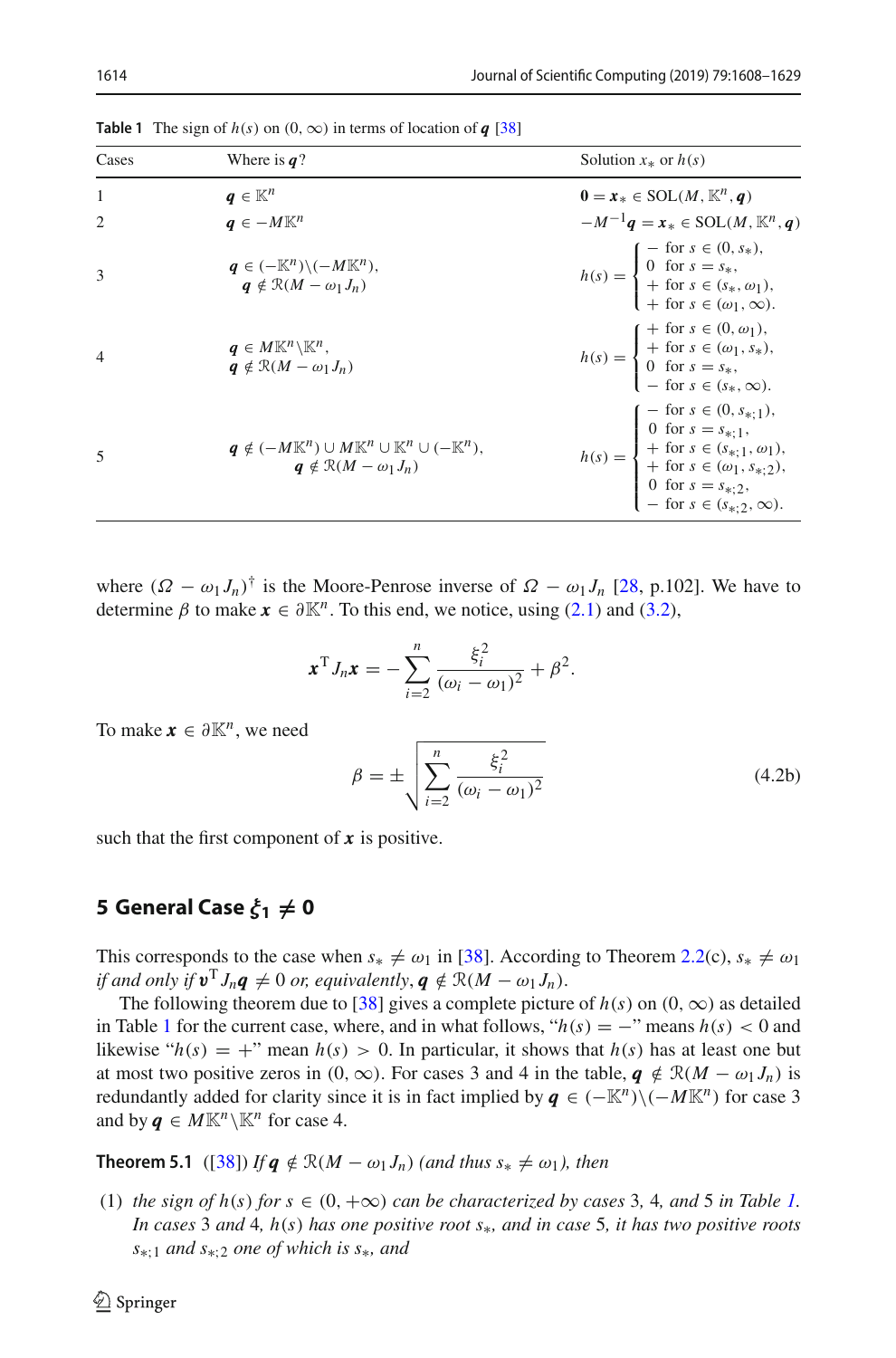**Table 1** The sign of $h(s)$ on $(0, \infty)$ in terms of location of $\boldsymbol{q}$ [38]

| Cases | Where is $\boldsymbol{q}$? | Solution $x_*$ or $h(s)$ |
|---|---|---|
| 1 | $\boldsymbol{q} \in \mathbb{K}^n$ | $\mathbf{0} = \boldsymbol{x}_* \in \mathrm{SOL}(M, \mathbb{K}^n, \boldsymbol{q})$ |
| 2 | $\boldsymbol{q} \in -M\mathbb{K}^n$ | $-M^{-1}\boldsymbol{q} = \boldsymbol{x}_* \in \mathrm{SOL}(M, \mathbb{K}^n, \boldsymbol{q})$ |
| 3 | $\boldsymbol{q} \in (-\mathbb{K}^n)\backslash(-M\mathbb{K}^n)$, $\boldsymbol{q} \notin \mathcal{R}(M - \omega_1 J_n)$ | $h(s) = \begin{cases} - \text{ for } s \in (0, s_*), \\ 0 \text{ for } s = s_*, \\ + \text{ for } s \in (s_*, \omega_1), \\ + \text{ for } s \in (\omega_1, \infty). \end{cases}$ |
| 4 | $\boldsymbol{q} \in M\mathbb{K}^n\backslash\mathbb{K}^n$, $\boldsymbol{q} \notin \mathcal{R}(M - \omega_1 J_n)$ | $h(s) = \begin{cases} + \text{ for } s \in (0, \omega_1), \\ + \text{ for } s \in (\omega_1, s_*), \\ 0 \text{ for } s = s_*, \\ - \text{ for } s \in (s_*, \infty). \end{cases}$ |
| 5 | $\boldsymbol{q} \notin (-M\mathbb{K}^n) \cup M\mathbb{K}^n \cup \mathbb{K}^n \cup (-\mathbb{K}^n)$, $\boldsymbol{q} \notin \mathcal{R}(M - \omega_1 J_n)$ | $h(s) = \begin{cases} - \text{ for } s \in (0, s_{*;1}), \\ 0 \text{ for } s = s_{*;1}, \\ + \text{ for } s \in (s_{*;1}, \omega_1), \\ + \text{ for } s \in (\omega_1, s_{*;2}), \\ 0 \text{ for } s = s_{*;2}, \\ - \text{ for } s \in (s_{*;2}, \infty). \end{cases}$ |

where $(\Omega - \omega_1 J_n)^\dagger$ is the Moore-Penrose inverse of $\Omega - \omega_1 J_n$ [28, p.102]. We have to determine $\beta$ to make $\boldsymbol{x} \in \partial\mathbb{K}^n$. To this end, we notice, using (2.1) and (3.2),

$$\boldsymbol{x}^{\mathrm{T}} J_n \boldsymbol{x} = -\sum_{i=2}^{n} \frac{\xi_i^2}{(\omega_i - \omega_1)^2} + \beta^2.$$

To make $\boldsymbol{x} \in \partial\mathbb{K}^n$, we need

$$\beta = \pm\sqrt{\sum_{i=2}^{n} \frac{\xi_i^2}{(\omega_i - \omega_1)^2}} \tag{4.2b}$$

such that the first component of $\boldsymbol{x}$ is positive.

## 5 General Case $\xi_1 \neq 0$

This corresponds to the case when $s_* \neq \omega_1$ in [38]. According to Theorem 2.2(c), $s_* \neq \omega_1$ *if and only if* $\boldsymbol{v}^{\mathrm{T}} J_n \boldsymbol{q} \neq 0$ *or, equivalently,* $\boldsymbol{q} \notin \mathcal{R}(M - \omega_1 J_n)$.

The following theorem due to [38] gives a complete picture of $h(s)$ on $(0, \infty)$ as detailed in Table 1 for the current case, where, and in what follows, "$h(s) = -$" means $h(s) < 0$ and likewise "$h(s) = +$" mean $h(s) > 0$. In particular, it shows that $h(s)$ has at least one but at most two positive zeros in $(0, \infty)$. For cases 3 and 4 in the table, $\boldsymbol{q} \notin \mathcal{R}(M - \omega_1 J_n)$ is redundantly added for clarity since it is in fact implied by $\boldsymbol{q} \in (-\mathbb{K}^n)\backslash(-M\mathbb{K}^n)$ for case 3 and by $\boldsymbol{q} \in M\mathbb{K}^n\backslash\mathbb{K}^n$ for case 4.

**Theorem 5.1** ([38]) *If* $\boldsymbol{q} \notin \mathcal{R}(M - \omega_1 J_n)$ *(and thus* $s_* \neq \omega_1$*), then*

(1) *the sign of* $h(s)$ *for* $s \in (0, +\infty)$ *can be characterized by cases* 3*,* 4*, and* 5 *in Table 1. In cases* 3 *and* 4*,* $h(s)$ *has one positive root* $s_*$*, and in case* 5*, it has two positive roots* $s_{*;1}$ *and* $s_{*;2}$ *one of which is* $s_*$*, and*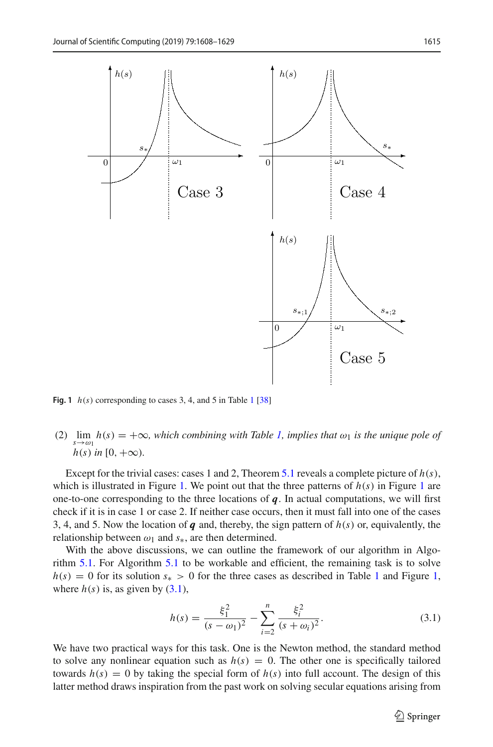**Fig. 1** $h(s)$ corresponding to cases 3, 4, and 5 in Table 1 [38]

(2) $\lim_{s \to \omega_1} h(s) = +\infty$, *which combining with Table 1, implies that* $\omega_1$ *is the unique pole of* $h(s)$ *in* $[0, +\infty)$.

Except for the trivial cases: cases 1 and 2, Theorem 5.1 reveals a complete picture of $h(s)$, which is illustrated in Figure 1. We point out that the three patterns of $h(s)$ in Figure 1 are one-to-one corresponding to the three locations of $\boldsymbol{q}$. In actual computations, we will first check if it is in case 1 or case 2. If neither case occurs, then it must fall into one of the cases 3, 4, and 5. Now the location of $\boldsymbol{q}$ and, thereby, the sign pattern of $h(s)$ or, equivalently, the relationship between $\omega_1$ and $s_*$, are then determined.

With the above discussions, we can outline the framework of our algorithm in Algorithm 5.1. For Algorithm 5.1 to be workable and efficient, the remaining task is to solve $h(s) = 0$ for its solution $s_* > 0$ for the three cases as described in Table 1 and Figure 1, where $h(s)$ is, as given by (3.1),

$$h(s) = \frac{\xi_1^2}{(s - \omega_1)^2} - \sum_{i=2}^{n} \frac{\xi_i^2}{(s + \omega_i)^2}. \tag{3.1}$$

We have two practical ways for this task. One is the Newton method, the standard method to solve any nonlinear equation such as $h(s) = 0$. The other one is specifically tailored towards $h(s) = 0$ by taking the special form of $h(s)$ into full account. The design of this latter method draws inspiration from the past work on solving secular equations arising from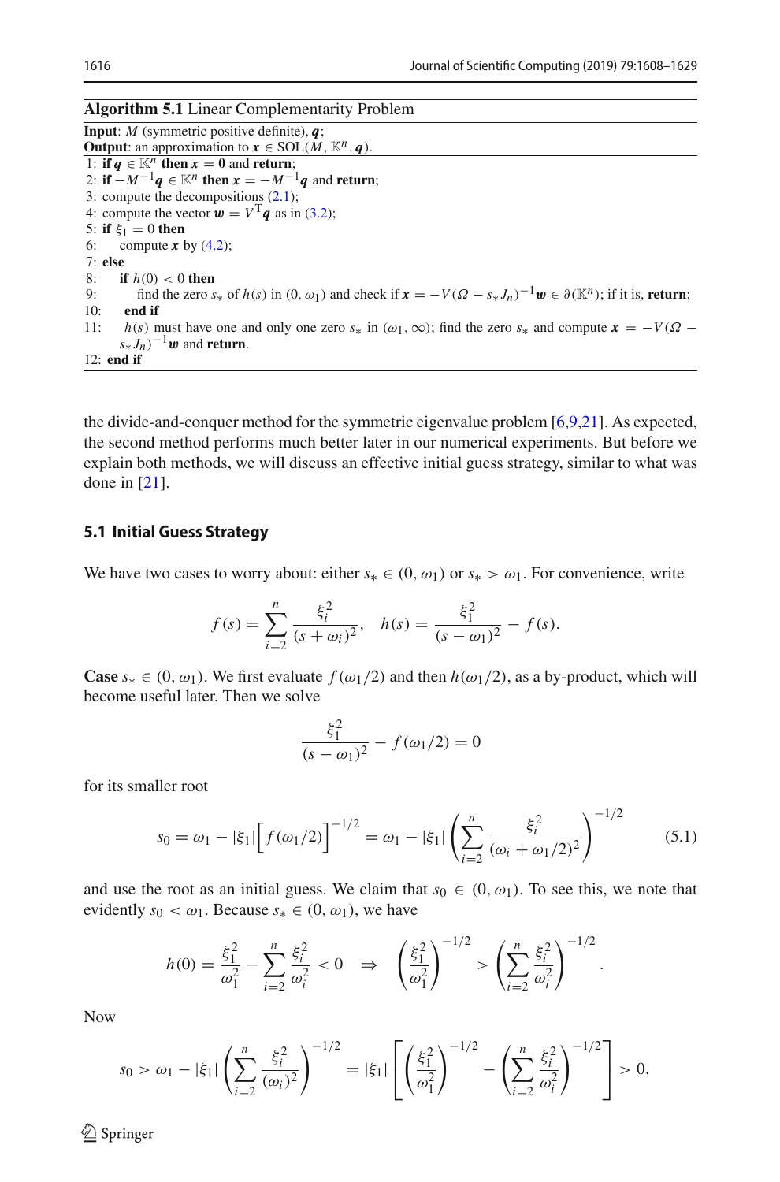**Algorithm 5.1** Linear Complementarity Problem

**Input**: $M$ (symmetric positive definite), $\boldsymbol{q}$;
**Output**: an approximation to $\boldsymbol{x} \in \mathrm{SOL}(M, \mathbb{K}^n, \boldsymbol{q})$.

1: **if** $\boldsymbol{q} \in \mathbb{K}^n$ **then** $\boldsymbol{x} = \boldsymbol{0}$ and **return**;
2: **if** $-M^{-1}\boldsymbol{q} \in \mathbb{K}^n$ **then** $\boldsymbol{x} = -M^{-1}\boldsymbol{q}$ and **return**;
3: compute the decompositions (2.1);
4: compute the vector $\boldsymbol{w} = V^{\mathrm{T}}\boldsymbol{q}$ as in (3.2);
5: **if** $\xi_1 = 0$ **then**
6: compute $\boldsymbol{x}$ by (4.2);
7: **else**
8: **if** $h(0) < 0$ **then**
9: find the zero $s_*$ of $h(s)$ in $(0, \omega_1)$ and check if $\boldsymbol{x} = -V(\Omega - s_* J_n)^{-1}\boldsymbol{w} \in \partial(\mathbb{K}^n)$; if it is, **return**;
10: **end if**
11: $h(s)$ must have one and only one zero $s_*$ in $(\omega_1, \infty)$; find the zero $s_*$ and compute $\boldsymbol{x} = -V(\Omega - s_* J_n)^{-1}\boldsymbol{w}$ and **return**.
12: **end if**

the divide-and-conquer method for the symmetric eigenvalue problem [6,9,21]. As expected, the second method performs much better later in our numerical experiments. But before we explain both methods, we will discuss an effective initial guess strategy, similar to what was done in [21].

### 5.1 Initial Guess Strategy

We have two cases to worry about: either $s_* \in (0, \omega_1)$ or $s_* > \omega_1$. For convenience, write

$$f(s) = \sum_{i=2}^{n} \frac{\xi_i^2}{(s + \omega_i)^2}, \quad h(s) = \frac{\xi_1^2}{(s - \omega_1)^2} - f(s).$$

**Case** $s_* \in (0, \omega_1)$. We first evaluate $f(\omega_1/2)$ and then $h(\omega_1/2)$, as a by-product, which will become useful later. Then we solve

$$\frac{\xi_1^2}{(s - \omega_1)^2} - f(\omega_1/2) = 0$$

for its smaller root

$$s_0 = \omega_1 - |\xi_1| \Big[ f(\omega_1/2) \Big]^{-1/2} = \omega_1 - |\xi_1| \left( \sum_{i=2}^{n} \frac{\xi_i^2}{(\omega_i + \omega_1/2)^2} \right)^{-1/2} \tag{5.1}$$

and use the root as an initial guess. We claim that $s_0 \in (0, \omega_1)$. To see this, we note that evidently $s_0 < \omega_1$. Because $s_* \in (0, \omega_1)$, we have

$$h(0) = \frac{\xi_1^2}{\omega_1^2} - \sum_{i=2}^{n} \frac{\xi_i^2}{\omega_i^2} < 0 \quad \Rightarrow \quad \left( \frac{\xi_1^2}{\omega_1^2} \right)^{-1/2} > \left( \sum_{i=2}^{n} \frac{\xi_i^2}{\omega_i^2} \right)^{-1/2}.$$

Now

$$s_0 > \omega_1 - |\xi_1| \left( \sum_{i=2}^{n} \frac{\xi_i^2}{(\omega_i)^2} \right)^{-1/2} = |\xi_1| \left[ \left( \frac{\xi_1^2}{\omega_1^2} \right)^{-1/2} - \left( \sum_{i=2}^{n} \frac{\xi_i^2}{\omega_i^2} \right)^{-1/2} \right] > 0,$$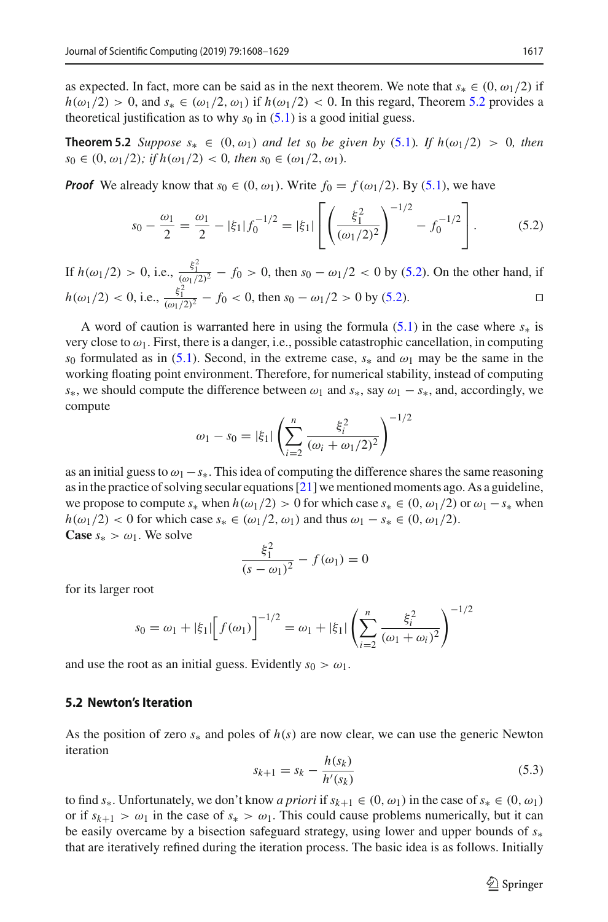as expected. In fact, more can be said as in the next theorem. We note that $s_* \in (0, \omega_1/2)$ if $h(\omega_1/2) > 0$, and $s_* \in (\omega_1/2, \omega_1)$ if $h(\omega_1/2) < 0$. In this regard, Theorem 5.2 provides a theoretical justification as to why $s_0$ in (5.1) is a good initial guess.

**Theorem 5.2** *Suppose $s_* \in (0, \omega_1)$ and let $s_0$ be given by (5.1). If $h(\omega_1/2) > 0$, then $s_0 \in (0, \omega_1/2)$; if $h(\omega_1/2) < 0$, then $s_0 \in (\omega_1/2, \omega_1)$.*

***Proof*** We already know that $s_0 \in (0, \omega_1)$. Write $f_0 = f(\omega_1/2)$. By (5.1), we have

$$s_0 - \frac{\omega_1}{2} = \frac{\omega_1}{2} - |\xi_1| f_0^{-1/2} = |\xi_1| \left[ \left( \frac{\xi_1^2}{(\omega_1/2)^2} \right)^{-1/2} - f_0^{-1/2} \right]. \tag{5.2}$$

If $h(\omega_1/2) > 0$, i.e., $\frac{\xi_1^2}{(\omega_1/2)^2} - f_0 > 0$, then $s_0 - \omega_1/2 < 0$ by (5.2). On the other hand, if $h(\omega_1/2) < 0$, i.e., $\frac{\xi_1^2}{(\omega_1/2)^2} - f_0 < 0$, then $s_0 - \omega_1/2 > 0$ by (5.2). □

A word of caution is warranted here in using the formula (5.1) in the case where $s_*$ is very close to $\omega_1$. First, there is a danger, i.e., possible catastrophic cancellation, in computing $s_0$ formulated as in (5.1). Second, in the extreme case, $s_*$ and $\omega_1$ may be the same in the working floating point environment. Therefore, for numerical stability, instead of computing $s_*$, we should compute the difference between $\omega_1$ and $s_*$, say $\omega_1 - s_*$, and, accordingly, we compute

$$\omega_1 - s_0 = |\xi_1| \left( \sum_{i=2}^{n} \frac{\xi_i^2}{(\omega_i + \omega_1/2)^2} \right)^{-1/2}$$

as an initial guess to $\omega_1 - s_*$. This idea of computing the difference shares the same reasoning as in the practice of solving secular equations [21] we mentioned moments ago. As a guideline, we propose to compute $s_*$ when $h(\omega_1/2) > 0$ for which case $s_* \in (0, \omega_1/2)$ or $\omega_1 - s_*$ when $h(\omega_1/2) < 0$ for which case $s_* \in (\omega_1/2, \omega_1)$ and thus $\omega_1 - s_* \in (0, \omega_1/2)$.

**Case** $s_* > \omega_1$. We solve

$$\frac{\xi_1^2}{(s - \omega_1)^2} - f(\omega_1) = 0$$

for its larger root

$$s_0 = \omega_1 + |\xi_1| \Big[ f(\omega_1) \Big]^{-1/2} = \omega_1 + |\xi_1| \left( \sum_{i=2}^{n} \frac{\xi_i^2}{(\omega_1 + \omega_i)^2} \right)^{-1/2}$$

and use the root as an initial guess. Evidently $s_0 > \omega_1$.

### 5.2 Newton's Iteration

As the position of zero $s_*$ and poles of $h(s)$ are now clear, we can use the generic Newton iteration

$$s_{k+1} = s_k - \frac{h(s_k)}{h'(s_k)} \tag{5.3}$$

to find $s_*$. Unfortunately, we don't know *a priori* if $s_{k+1} \in (0, \omega_1)$ in the case of $s_* \in (0, \omega_1)$ or if $s_{k+1} > \omega_1$ in the case of $s_* > \omega_1$. This could cause problems numerically, but it can be easily overcame by a bisection safeguard strategy, using lower and upper bounds of $s_*$ that are iteratively refined during the iteration process. The basic idea is as follows. Initially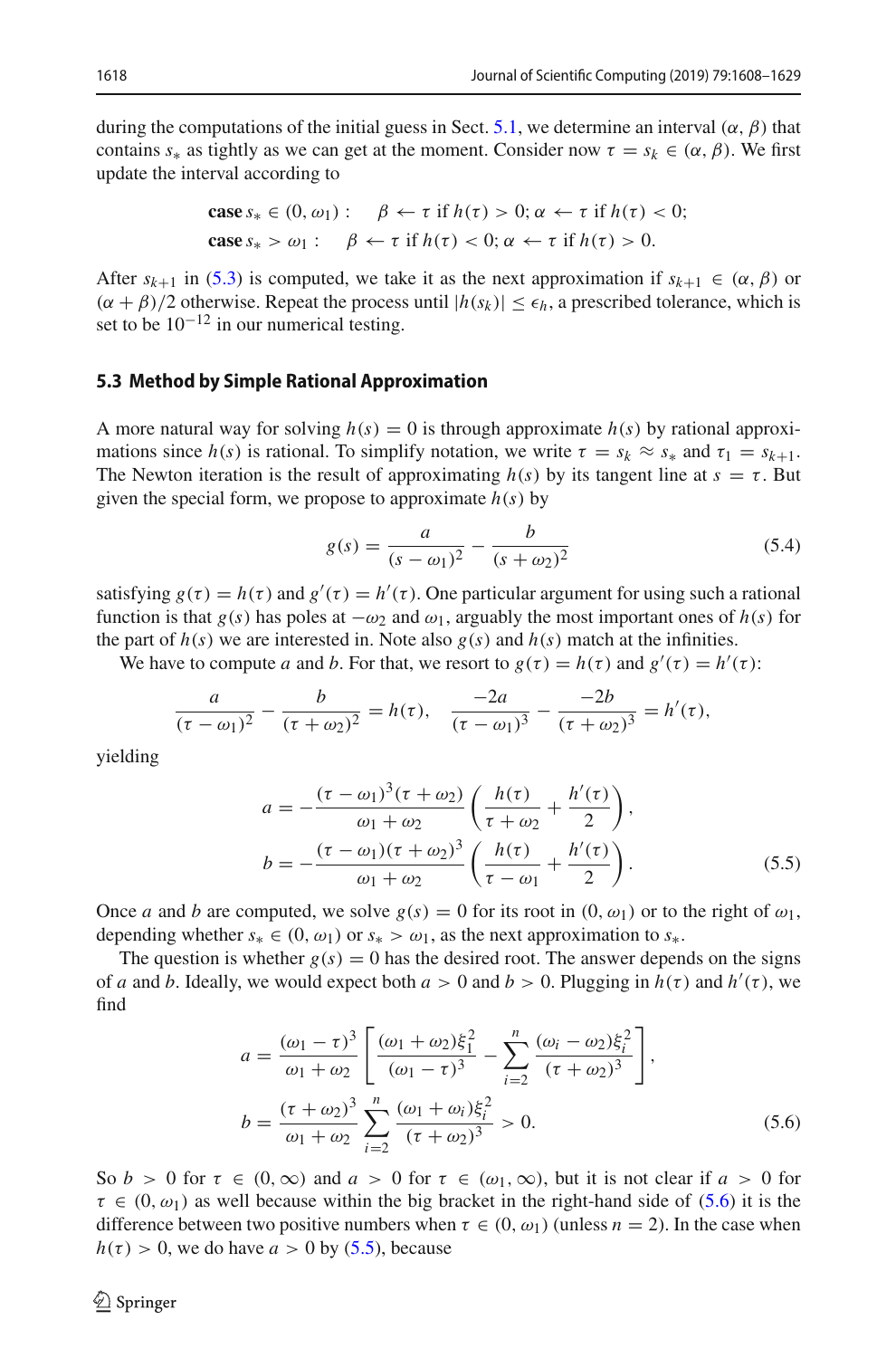during the computations of the initial guess in Sect. 5.1, we determine an interval $(\alpha, \beta)$ that contains $s_*$ as tightly as we can get at the moment. Consider now $\tau = s_k \in (\alpha, \beta)$. We first update the interval according to

$$\textbf{case } s_* \in (0, \omega_1): \quad \beta \leftarrow \tau \text{ if } h(\tau) > 0; \alpha \leftarrow \tau \text{ if } h(\tau) < 0;$$
$$\textbf{case } s_* > \omega_1: \quad \beta \leftarrow \tau \text{ if } h(\tau) < 0; \alpha \leftarrow \tau \text{ if } h(\tau) > 0.$$

After $s_{k+1}$ in (5.3) is computed, we take it as the next approximation if $s_{k+1} \in (\alpha, \beta)$ or $(\alpha + \beta)/2$ otherwise. Repeat the process until $|h(s_k)| \le \epsilon_h$, a prescribed tolerance, which is set to be $10^{-12}$ in our numerical testing.

### 5.3 Method by Simple Rational Approximation

A more natural way for solving $h(s) = 0$ is through approximate $h(s)$ by rational approximations since $h(s)$ is rational. To simplify notation, we write $\tau = s_k \approx s_*$ and $\tau_1 = s_{k+1}$. The Newton iteration is the result of approximating $h(s)$ by its tangent line at $s = \tau$. But given the special form, we propose to approximate $h(s)$ by

$$g(s) = \frac{a}{(s - \omega_1)^2} - \frac{b}{(s + \omega_2)^2} \tag{5.4}$$

satisfying $g(\tau) = h(\tau)$ and $g'(\tau) = h'(\tau)$. One particular argument for using such a rational function is that $g(s)$ has poles at $-\omega_2$ and $\omega_1$, arguably the most important ones of $h(s)$ for the part of $h(s)$ we are interested in. Note also $g(s)$ and $h(s)$ match at the infinities.

We have to compute $a$ and $b$. For that, we resort to $g(\tau) = h(\tau)$ and $g'(\tau) = h'(\tau)$:

$$\frac{a}{(\tau - \omega_1)^2} - \frac{b}{(\tau + \omega_2)^2} = h(\tau), \quad \frac{-2a}{(\tau - \omega_1)^3} - \frac{-2b}{(\tau + \omega_2)^3} = h'(\tau),$$

yielding

$$\begin{aligned}
a &= -\frac{(\tau - \omega_1)^3(\tau + \omega_2)}{\omega_1 + \omega_2} \left( \frac{h(\tau)}{\tau + \omega_2} + \frac{h'(\tau)}{2} \right), \\
b &= -\frac{(\tau - \omega_1)(\tau + \omega_2)^3}{\omega_1 + \omega_2} \left( \frac{h(\tau)}{\tau - \omega_1} + \frac{h'(\tau)}{2} \right).
\end{aligned} \tag{5.5}$$

Once $a$ and $b$ are computed, we solve $g(s) = 0$ for its root in $(0, \omega_1)$ or to the right of $\omega_1$, depending whether $s_* \in (0, \omega_1)$ or $s_* > \omega_1$, as the next approximation to $s_*$.

The question is whether $g(s) = 0$ has the desired root. The answer depends on the signs of $a$ and $b$. Ideally, we would expect both $a > 0$ and $b > 0$. Plugging in $h(\tau)$ and $h'(\tau)$, we find

$$\begin{aligned}
a &= \frac{(\omega_1 - \tau)^3}{\omega_1 + \omega_2} \left[ \frac{(\omega_1 + \omega_2)\xi_1^2}{(\omega_1 - \tau)^3} - \sum_{i=2}^{n} \frac{(\omega_i - \omega_2)\xi_i^2}{(\tau + \omega_2)^3} \right], \\
b &= \frac{(\tau + \omega_2)^3}{\omega_1 + \omega_2} \sum_{i=2}^{n} \frac{(\omega_1 + \omega_i)\xi_i^2}{(\tau + \omega_2)^3} > 0.
\end{aligned} \tag{5.6}$$

So $b > 0$ for $\tau \in (0, \infty)$ and $a > 0$ for $\tau \in (\omega_1, \infty)$, but it is not clear if $a > 0$ for $\tau \in (0, \omega_1)$ as well because within the big bracket in the right-hand side of (5.6) it is the difference between two positive numbers when $\tau \in (0, \omega_1)$ (unless $n = 2$). In the case when $h(\tau) > 0$, we do have $a > 0$ by (5.5), because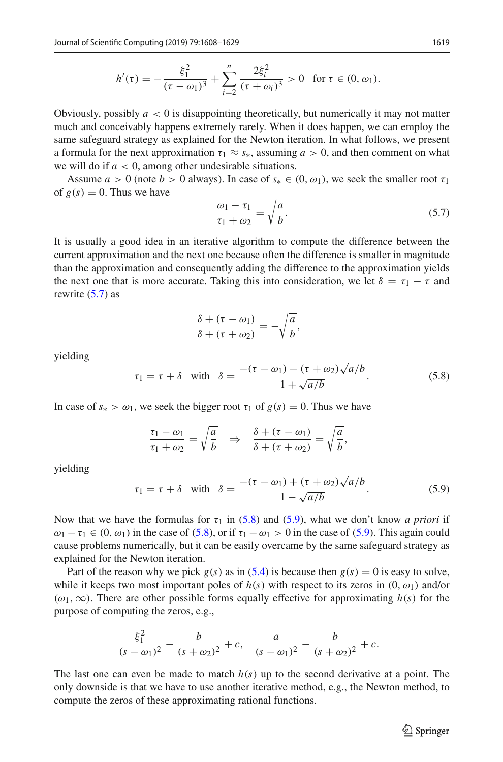$$h'(\tau) = -\frac{\xi_1^2}{(\tau - \omega_1)^3} + \sum_{i=2}^{n} \frac{2\xi_i^2}{(\tau + \omega_i)^3} > 0 \quad \text{for } \tau \in (0, \omega_1).$$

Obviously, possibly $a < 0$ is disappointing theoretically, but numerically it may not matter much and conceivably happens extremely rarely. When it does happen, we can employ the same safeguard strategy as explained for the Newton iteration. In what follows, we present a formula for the next approximation $\tau_1 \approx s_*$, assuming $a > 0$, and then comment on what we will do if $a < 0$, among other undesirable situations.

Assume $a > 0$ (note $b > 0$ always). In case of $s_* \in (0, \omega_1)$, we seek the smaller root $\tau_1$ of $g(s) = 0$. Thus we have

$$\frac{\omega_1 - \tau_1}{\tau_1 + \omega_2} = \sqrt{\frac{a}{b}}. \tag{5.7}$$

It is usually a good idea in an iterative algorithm to compute the difference between the current approximation and the next one because often the difference is smaller in magnitude than the approximation and consequently adding the difference to the approximation yields the next one that is more accurate. Taking this into consideration, we let $\delta = \tau_1 - \tau$ and rewrite (5.7) as

$$\frac{\delta + (\tau - \omega_1)}{\delta + (\tau + \omega_2)} = -\sqrt{\frac{a}{b}},$$

yielding

$$\tau_1 = \tau + \delta \quad \text{with} \quad \delta = \frac{-(\tau - \omega_1) - (\tau + \omega_2)\sqrt{a/b}}{1 + \sqrt{a/b}}. \tag{5.8}$$

In case of $s_* > \omega_1$, we seek the bigger root $\tau_1$ of $g(s) = 0$. Thus we have

$$\frac{\tau_1 - \omega_1}{\tau_1 + \omega_2} = \sqrt{\frac{a}{b}} \quad \Rightarrow \quad \frac{\delta + (\tau - \omega_1)}{\delta + (\tau + \omega_2)} = \sqrt{\frac{a}{b}},$$

yielding

$$\tau_1 = \tau + \delta \quad \text{with} \quad \delta = \frac{-(\tau - \omega_1) + (\tau + \omega_2)\sqrt{a/b}}{1 - \sqrt{a/b}}. \tag{5.9}$$

Now that we have the formulas for $\tau_1$ in (5.8) and (5.9), what we don't know *a priori* if $\omega_1 - \tau_1 \in (0, \omega_1)$ in the case of (5.8), or if $\tau_1 - \omega_1 > 0$ in the case of (5.9). This again could cause problems numerically, but it can be easily overcame by the same safeguard strategy as explained for the Newton iteration.

Part of the reason why we pick $g(s)$ as in (5.4) is because then $g(s) = 0$ is easy to solve, while it keeps two most important poles of $h(s)$ with respect to its zeros in $(0, \omega_1)$ and/or $(\omega_1, \infty)$. There are other possible forms equally effective for approximating $h(s)$ for the purpose of computing the zeros, e.g.,

$$\frac{\xi_1^2}{(s - \omega_1)^2} - \frac{b}{(s + \omega_2)^2} + c, \quad \frac{a}{(s - \omega_1)^2} - \frac{b}{(s + \omega_2)^2} + c.$$

The last one can even be made to match $h(s)$ up to the second derivative at a point. The only downside is that we have to use another iterative method, e.g., the Newton method, to compute the zeros of these approximating rational functions.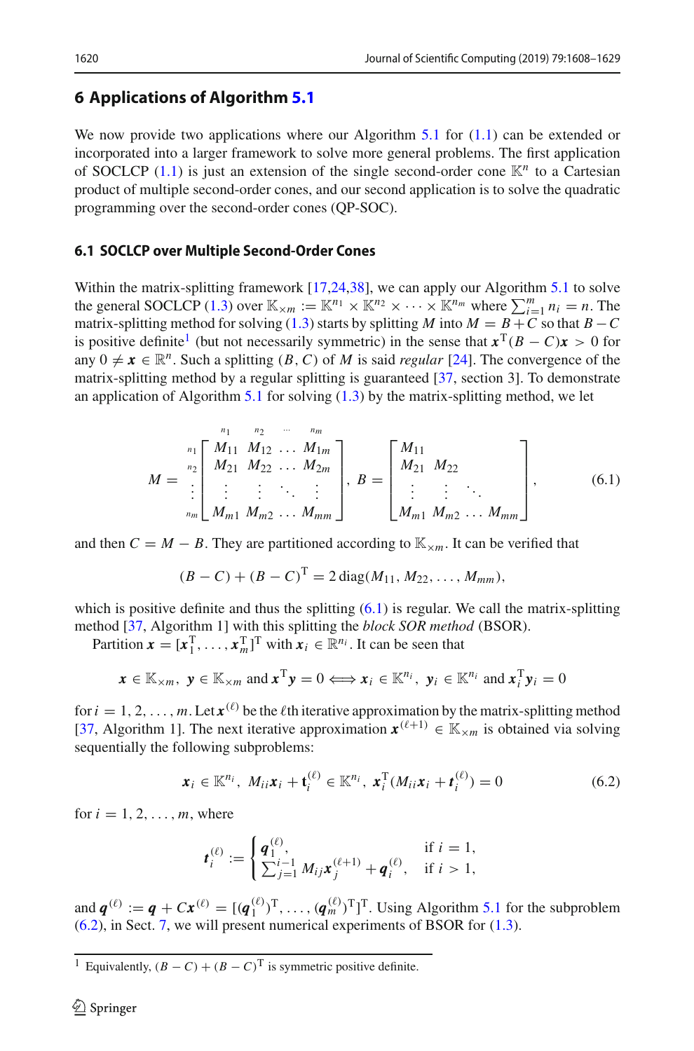## 6 Applications of Algorithm 5.1

We now provide two applications where our Algorithm 5.1 for (1.1) can be extended or incorporated into a larger framework to solve more general problems. The first application of SOCLCP (1.1) is just an extension of the single second-order cone $\mathbb{K}^n$ to a Cartesian product of multiple second-order cones, and our second application is to solve the quadratic programming over the second-order cones (QP-SOC).

### 6.1 SOCLCP over Multiple Second-Order Cones

Within the matrix-splitting framework [17,24,38], we can apply our Algorithm 5.1 to solve the general SOCLCP (1.3) over $\mathbb{K}_{\times m} := \mathbb{K}^{n_1} \times \mathbb{K}^{n_2} \times \cdots \times \mathbb{K}^{n_m}$ where $\sum_{i=1}^{m} n_i = n$. The matrix-splitting method for solving (1.3) starts by splitting $M$ into $M = B + C$ so that $B - C$ is positive definite[1] (but not necessarily symmetric) in the sense that $\boldsymbol{x}^{\mathrm{T}}(B - C)\boldsymbol{x} > 0$ for any $0 \neq \boldsymbol{x} \in \mathbb{R}^n$. Such a splitting $(B, C)$ of $M$ is said *regular* [24]. The convergence of the matrix-splitting method by a regular splitting is guaranteed [37, section 3]. To demonstrate an application of Algorithm 5.1 for solving (1.3) by the matrix-splitting method, we let

$$
M = \begin{array}{c} \\ {\scriptstyle n_1} \\ {\scriptstyle n_2} \\ \vdots \\ {\scriptstyle n_m} \end{array}
\!\!\begin{array}{c} \begin{array}{cccc} {\scriptstyle n_1} & {\scriptstyle n_2} & {\scriptstyle \cdots} & {\scriptstyle n_m} \end{array} \\
\begin{bmatrix} M_{11} & M_{12} & \ldots & M_{1m} \\ M_{21} & M_{22} & \ldots & M_{2m} \\ \vdots & \vdots & \ddots & \vdots \\ M_{m1} & M_{m2} & \ldots & M_{mm} \end{bmatrix} \end{array}, \quad
B = \begin{bmatrix} M_{11} & & & \\ M_{21} & M_{22} & & \\ \vdots & \vdots & \ddots & \\ M_{m1} & M_{m2} & \ldots & M_{mm} \end{bmatrix}, \tag{6.1}
$$

and then $C = M - B$. They are partitioned according to $\mathbb{K}_{\times m}$. It can be verified that

$$
(B - C) + (B - C)^{\mathrm{T}} = 2\,\mathrm{diag}(M_{11}, M_{22}, \ldots, M_{mm}),
$$

which is positive definite and thus the splitting (6.1) is regular. We call the matrix-splitting method [37, Algorithm 1] with this splitting the *block SOR method* (BSOR).

Partition $\boldsymbol{x} = [\boldsymbol{x}_1^{\mathrm{T}}, \ldots, \boldsymbol{x}_m^{\mathrm{T}}]^{\mathrm{T}}$ with $\boldsymbol{x}_i \in \mathbb{R}^{n_i}$. It can be seen that

$$
\boldsymbol{x} \in \mathbb{K}_{\times m}, \ \boldsymbol{y} \in \mathbb{K}_{\times m} \text{ and } \boldsymbol{x}^{\mathrm{T}}\boldsymbol{y} = 0 \Longleftrightarrow \boldsymbol{x}_i \in \mathbb{K}^{n_i}, \ \boldsymbol{y}_i \in \mathbb{K}^{n_i} \text{ and } \boldsymbol{x}_i^{\mathrm{T}}\boldsymbol{y}_i = 0
$$

for $i = 1, 2, \ldots, m$. Let $\boldsymbol{x}^{(\ell)}$ be the $\ell$th iterative approximation by the matrix-splitting method [37, Algorithm 1]. The next iterative approximation $\boldsymbol{x}^{(\ell+1)} \in \mathbb{K}_{\times m}$ is obtained via solving sequentially the following subproblems:

$$
\boldsymbol{x}_i \in \mathbb{K}^{n_i}, \ M_{ii}\boldsymbol{x}_i + \boldsymbol{t}_i^{(\ell)} \in \mathbb{K}^{n_i}, \ \boldsymbol{x}_i^{\mathrm{T}}(M_{ii}\boldsymbol{x}_i + \boldsymbol{t}_i^{(\ell)}) = 0 \tag{6.2}
$$

for $i = 1, 2, \ldots, m$, where

$$
\boldsymbol{t}_i^{(\ell)} := \begin{cases} \boldsymbol{q}_1^{(\ell)}, & \text{if } i = 1, \\ \sum_{j=1}^{i-1} M_{ij}\boldsymbol{x}_j^{(\ell+1)} + \boldsymbol{q}_i^{(\ell)}, & \text{if } i > 1, \end{cases}
$$

and $\boldsymbol{q}^{(\ell)} := \boldsymbol{q} + C\boldsymbol{x}^{(\ell)} = [(\boldsymbol{q}_1^{(\ell)})^{\mathrm{T}}, \ldots, (\boldsymbol{q}_m^{(\ell)})^{\mathrm{T}}]^{\mathrm{T}}$. Using Algorithm 5.1 for the subproblem (6.2), in Sect. 7, we will present numerical experiments of BSOR for (1.3).

---

[1] Equivalently, $(B - C) + (B - C)^{\mathrm{T}}$ is symmetric positive definite.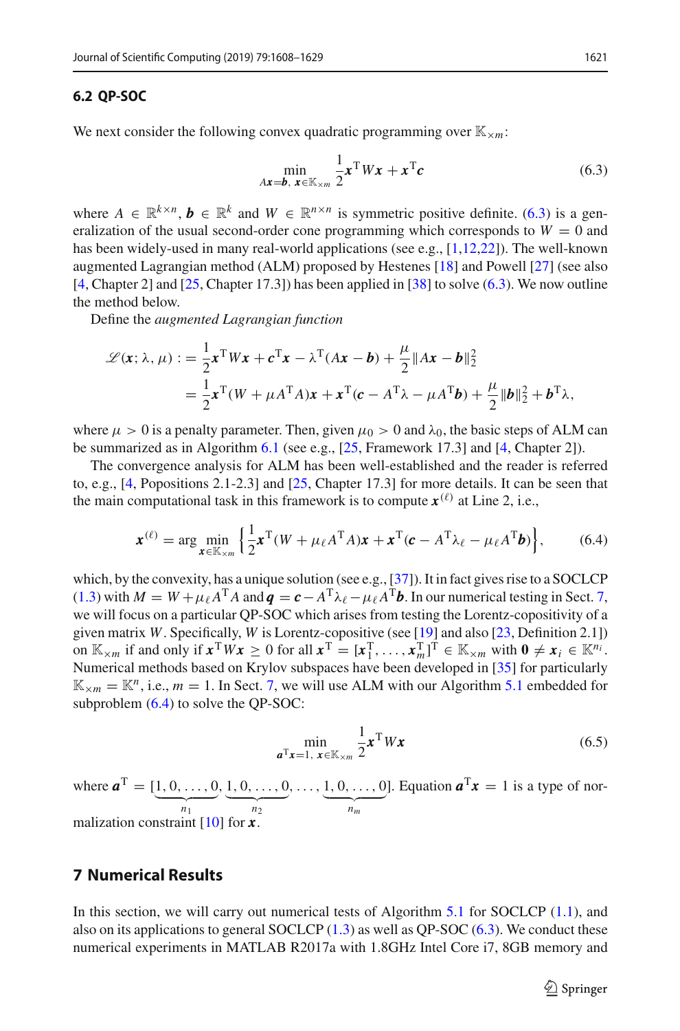### 6.2 QP-SOC

We next consider the following convex quadratic programming over $\mathbb{K}_{\times m}$:

$$\min_{A\boldsymbol{x}=\boldsymbol{b},\ \boldsymbol{x}\in\mathbb{K}_{\times m}} \frac{1}{2}\boldsymbol{x}^{\mathrm{T}}W\boldsymbol{x}+\boldsymbol{x}^{\mathrm{T}}\boldsymbol{c} \tag{6.3}$$

where $A \in \mathbb{R}^{k\times n}$, $\boldsymbol{b} \in \mathbb{R}^k$ and $W \in \mathbb{R}^{n\times n}$ is symmetric positive definite. (6.3) is a generalization of the usual second-order cone programming which corresponds to $W = 0$ and has been widely-used in many real-world applications (see e.g., [1,12,22]). The well-known augmented Lagrangian method (ALM) proposed by Hestenes [18] and Powell [27] (see also [4, Chapter 2] and [25, Chapter 17.3]) has been applied in [38] to solve (6.3). We now outline the method below.

Define the *augmented Lagrangian function*

$$\begin{aligned}\mathscr{L}(\boldsymbol{x};\lambda,\mu) &:= \frac{1}{2}\boldsymbol{x}^{\mathrm{T}}W\boldsymbol{x}+\boldsymbol{c}^{\mathrm{T}}\boldsymbol{x}-\lambda^{\mathrm{T}}(A\boldsymbol{x}-\boldsymbol{b})+\frac{\mu}{2}\|A\boldsymbol{x}-\boldsymbol{b}\|_2^2\\ &= \frac{1}{2}\boldsymbol{x}^{\mathrm{T}}(W+\mu A^{\mathrm{T}}A)\boldsymbol{x}+\boldsymbol{x}^{\mathrm{T}}(\boldsymbol{c}-A^{\mathrm{T}}\lambda-\mu A^{\mathrm{T}}\boldsymbol{b})+\frac{\mu}{2}\|\boldsymbol{b}\|_2^2+\boldsymbol{b}^{\mathrm{T}}\lambda,\end{aligned}$$

where $\mu > 0$ is a penalty parameter. Then, given $\mu_0 > 0$ and $\lambda_0$, the basic steps of ALM can be summarized as in Algorithm 6.1 (see e.g., [25, Framework 17.3] and [4, Chapter 2]).

The convergence analysis for ALM has been well-established and the reader is referred to, e.g., [4, Popositions 2.1-2.3] and [25, Chapter 17.3] for more details. It can be seen that the main computational task in this framework is to compute $\boldsymbol{x}^{(\ell)}$ at Line 2, i.e.,

$$\boldsymbol{x}^{(\ell)} = \arg\min_{\boldsymbol{x}\in\mathbb{K}_{\times m}}\left\{\frac{1}{2}\boldsymbol{x}^{\mathrm{T}}(W+\mu_\ell A^{\mathrm{T}}A)\boldsymbol{x}+\boldsymbol{x}^{\mathrm{T}}(\boldsymbol{c}-A^{\mathrm{T}}\lambda_\ell-\mu_\ell A^{\mathrm{T}}\boldsymbol{b})\right\}, \tag{6.4}$$

which, by the convexity, has a unique solution (see e.g., [37]). It in fact gives rise to a SOCLCP (1.3) with $M = W+\mu_\ell A^{\mathrm{T}}A$ and $\boldsymbol{q} = \boldsymbol{c}-A^{\mathrm{T}}\lambda_\ell-\mu_\ell A^{\mathrm{T}}\boldsymbol{b}$. In our numerical testing in Sect. 7, we will focus on a particular QP-SOC which arises from testing the Lorentz-copositivity of a given matrix $W$. Specifically, $W$ is Lorentz-copositive (see [19] and also [23, Definition 2.1]) on $\mathbb{K}_{\times m}$ if and only if $\boldsymbol{x}^{\mathrm{T}}W\boldsymbol{x} \geq 0$ for all $\boldsymbol{x}^{\mathrm{T}} = [\boldsymbol{x}_1^{\mathrm{T}},\ldots,\boldsymbol{x}_m^{\mathrm{T}}]^{\mathrm{T}} \in \mathbb{K}_{\times m}$ with $\boldsymbol{0} \neq \boldsymbol{x}_i \in \mathbb{K}^{n_i}$. Numerical methods based on Krylov subspaces have been developed in [35] for particularly $\mathbb{K}_{\times m} = \mathbb{K}^n$, i.e., $m = 1$. In Sect. 7, we will use ALM with our Algorithm 5.1 embedded for subproblem (6.4) to solve the QP-SOC:

$$\min_{\boldsymbol{a}^{\mathrm{T}}\boldsymbol{x}=1,\ \boldsymbol{x}\in\mathbb{K}_{\times m}} \frac{1}{2}\boldsymbol{x}^{\mathrm{T}}W\boldsymbol{x} \tag{6.5}$$

where $\boldsymbol{a}^{\mathrm{T}} = [\underbrace{1,0,\ldots,0}_{n_1},\underbrace{1,0,\ldots,0}_{n_2},\ldots,\underbrace{1,0,\ldots,0}_{n_m}]$. Equation $\boldsymbol{a}^{\mathrm{T}}\boldsymbol{x} = 1$ is a type of normalization constraint [10] for $\boldsymbol{x}$.

## 7 Numerical Results

In this section, we will carry out numerical tests of Algorithm 5.1 for SOCLCP (1.1), and also on its applications to general SOCLCP (1.3) as well as QP-SOC (6.3). We conduct these numerical experiments in MATLAB R2017a with 1.8GHz Intel Core i7, 8GB memory and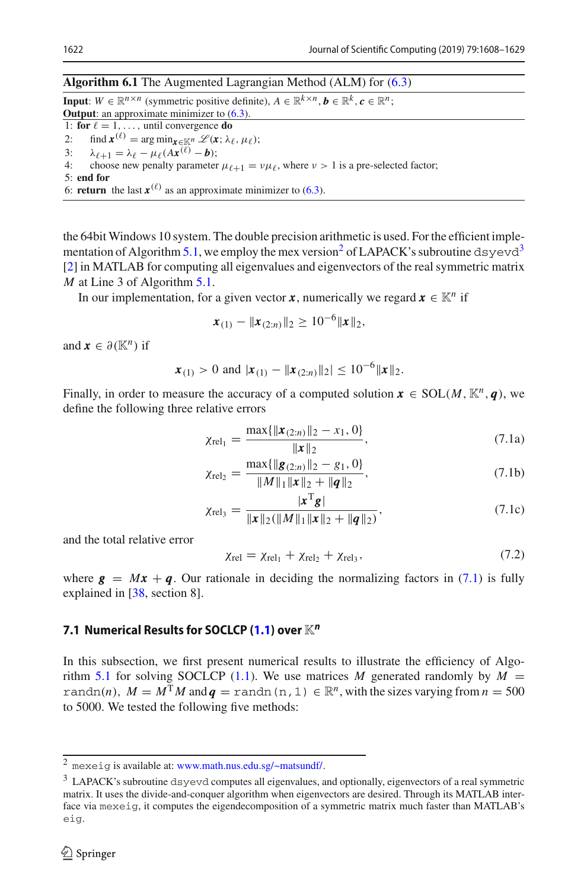**Algorithm 6.1** The Augmented Lagrangian Method (ALM) for (6.3)

**Input**: $W \in \mathbb{R}^{n\times n}$ (symmetric positive definite), $A \in \mathbb{R}^{k\times n}$, $\boldsymbol{b} \in \mathbb{R}^k$, $\boldsymbol{c} \in \mathbb{R}^n$;
**Output**: an approximate minimizer to (6.3).

1: **for** $\ell = 1, \ldots,$ until convergence **do**
2: find $\boldsymbol{x}^{(\ell)} = \arg\min_{\boldsymbol{x}\in\mathbb{K}^n} \mathscr{L}(\boldsymbol{x}; \lambda_\ell, \mu_\ell)$;
3: $\lambda_{\ell+1} = \lambda_\ell - \mu_\ell(A\boldsymbol{x}^{(\ell)} - \boldsymbol{b})$;
4: choose new penalty parameter $\mu_{\ell+1} = \nu\mu_\ell$, where $\nu > 1$ is a pre-selected factor;
5: **end for**
6: **return** the last $\boldsymbol{x}^{(\ell)}$ as an approximate minimizer to (6.3).

the 64bit Windows 10 system. The double precision arithmetic is used. For the efficient implementation of Algorithm 5.1, we employ the mex version[2] of LAPACK's subroutine `dsyevd`[3] [2] in MATLAB for computing all eigenvalues and eigenvectors of the real symmetric matrix $M$ at Line 3 of Algorithm 5.1.

In our implementation, for a given vector $\boldsymbol{x}$, numerically we regard $\boldsymbol{x} \in \mathbb{K}^n$ if

$$\boldsymbol{x}_{(1)} - \|\boldsymbol{x}_{(2:n)}\|_2 \geq 10^{-6}\|\boldsymbol{x}\|_2,$$

and $\boldsymbol{x} \in \partial(\mathbb{K}^n)$ if

$$\boldsymbol{x}_{(1)} > 0 \text{ and } |\boldsymbol{x}_{(1)} - \|\boldsymbol{x}_{(2:n)}\|_2| \leq 10^{-6}\|\boldsymbol{x}\|_2.$$

Finally, in order to measure the accuracy of a computed solution $\boldsymbol{x} \in \mathrm{SOL}(M, \mathbb{K}^n, \boldsymbol{q})$, we define the following three relative errors

$$\chi_{\mathrm{rel}_1} = \frac{\max\{\|\boldsymbol{x}_{(2:n)}\|_2 - x_1, 0\}}{\|\boldsymbol{x}\|_2}, \tag{7.1a}$$

$$\chi_{\mathrm{rel}_2} = \frac{\max\{\|\boldsymbol{g}_{(2:n)}\|_2 - g_1, 0\}}{\|M\|_1\|\boldsymbol{x}\|_2 + \|\boldsymbol{q}\|_2}, \tag{7.1b}$$

$$\chi_{\mathrm{rel}_3} = \frac{|\boldsymbol{x}^{\mathrm{T}}\boldsymbol{g}|}{\|\boldsymbol{x}\|_2(\|M\|_1\|\boldsymbol{x}\|_2 + \|\boldsymbol{q}\|_2)}, \tag{7.1c}$$

and the total relative error

$$\chi_{\mathrm{rel}} = \chi_{\mathrm{rel}_1} + \chi_{\mathrm{rel}_2} + \chi_{\mathrm{rel}_3}, \tag{7.2}$$

where $\boldsymbol{g} = M\boldsymbol{x} + \boldsymbol{q}$. Our rationale in deciding the normalizing factors in (7.1) is fully explained in [38, section 8].

### 7.1 Numerical Results for SOCLCP (1.1) over $\mathbb{K}^n$

In this subsection, we first present numerical results to illustrate the efficiency of Algorithm 5.1 for solving SOCLCP (1.1). We use matrices $M$ generated randomly by $M =$ `randn`$(n)$, $M = M^{\mathrm{T}}M$ and $\boldsymbol{q} =$ `randn(n,1)` $\in \mathbb{R}^n$, with the sizes varying from $n = 500$ to 5000. We tested the following five methods:

---

[2] `mexeig` is available at: www.math.nus.edu.sg/~matsundf/.

[3] LAPACK's subroutine `dsyevd` computes all eigenvalues, and optionally, eigenvectors of a real symmetric matrix. It uses the divide-and-conquer algorithm when eigenvectors are desired. Through its MATLAB interface via `mexeig`, it computes the eigendecomposition of a symmetric matrix much faster than MATLAB's `eig`.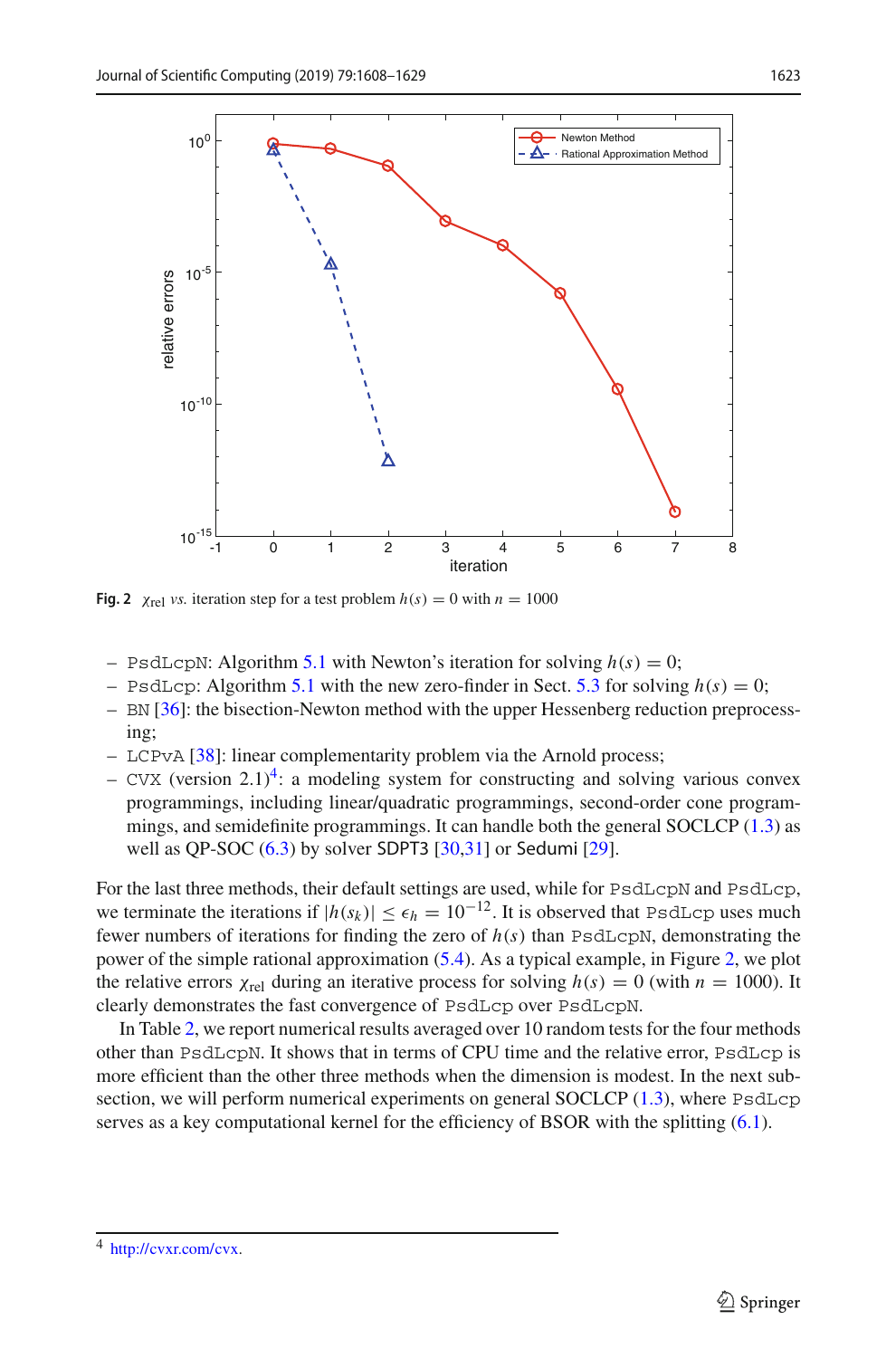**Fig. 2** $\chi_{\rm rel}$ *vs.* iteration step for a test problem $h(s) = 0$ with $n = 1000$

- `PsdLcpN`: Algorithm 5.1 with Newton's iteration for solving $h(s) = 0$;
- `PsdLcp`: Algorithm 5.1 with the new zero-finder in Sect. 5.3 for solving $h(s) = 0$;
- `BN` [36]: the bisection-Newton method with the upper Hessenberg reduction preprocessing;
- `LCPvA` [38]: linear complementarity problem via the Arnold process;
- `CVX` (version 2.1)[4]: a modeling system for constructing and solving various convex programmings, including linear/quadratic programmings, second-order cone programmings, and semidefinite programmings. It can handle both the general SOCLCP (1.3) as well as QP-SOC (6.3) by solver SDPT3 [30,31] or Sedumi [29].

For the last three methods, their default settings are used, while for `PsdLcpN` and `PsdLcp`, we terminate the iterations if $|h(s_k)| \le \epsilon_h = 10^{-12}$. It is observed that `PsdLcp` uses much fewer numbers of iterations for finding the zero of $h(s)$ than `PsdLcpN`, demonstrating the power of the simple rational approximation (5.4). As a typical example, in Figure 2, we plot the relative errors $\chi_{\rm rel}$ during an iterative process for solving $h(s) = 0$ (with $n = 1000$). It clearly demonstrates the fast convergence of `PsdLcp` over `PsdLcpN`.

In Table 2, we report numerical results averaged over 10 random tests for the four methods other than `PsdLcpN`. It shows that in terms of CPU time and the relative error, `PsdLcp` is more efficient than the other three methods when the dimension is modest. In the next subsection, we will perform numerical experiments on general SOCLCP (1.3), where `PsdLcp` serves as a key computational kernel for the efficiency of BSOR with the splitting (6.1).

[4] http://cvxr.com/cvx.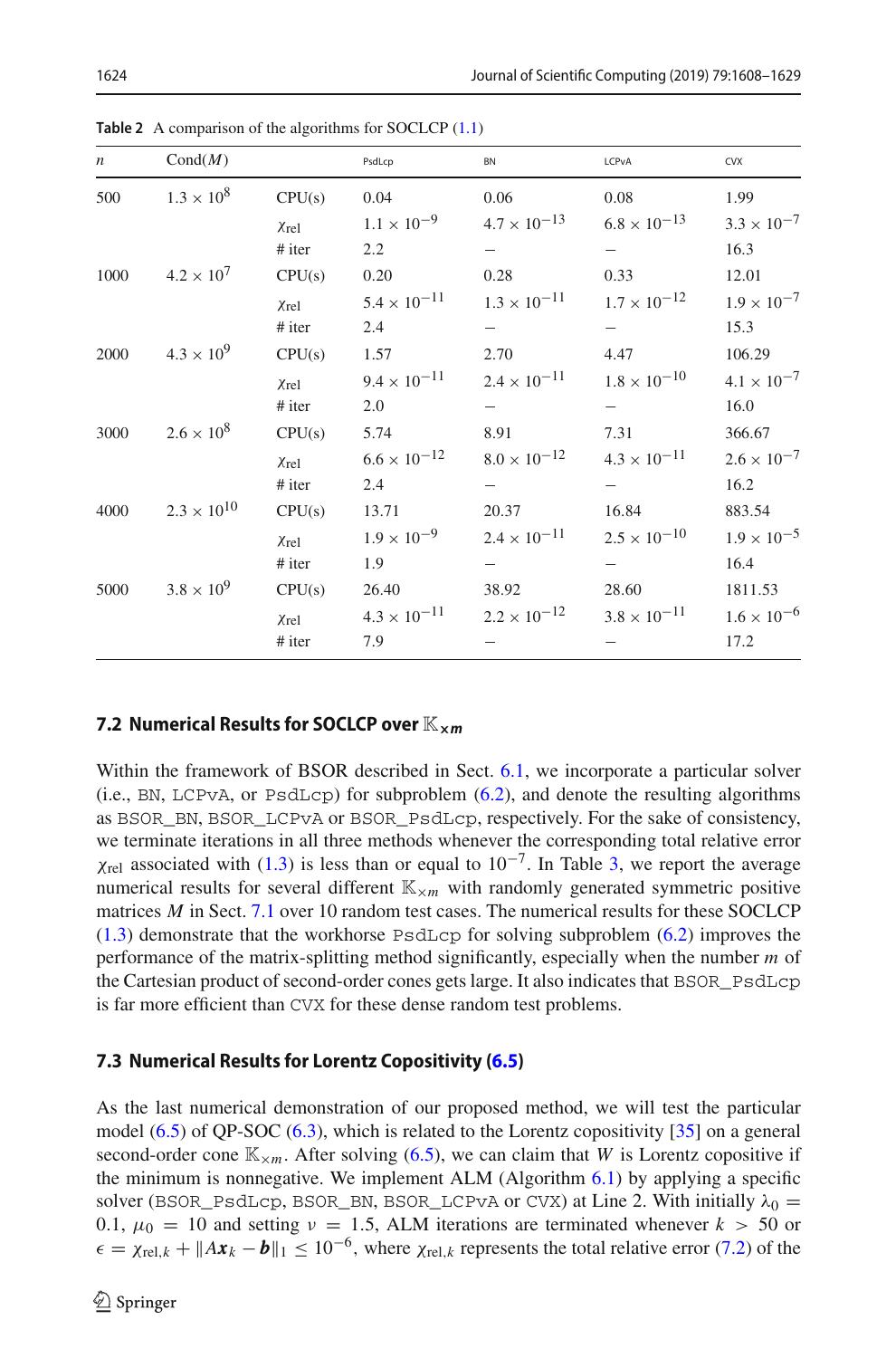**Table 2** A comparison of the algorithms for SOCLCP (1.1)

| $n$ | Cond($M$) | | PsdLcp | BN | LCPvA | CVX |
|---|---|---|---|---|---|---|
| 500 | $1.3 \times 10^{8}$ | CPU(s) | 0.04 | 0.06 | 0.08 | 1.99 |
| | | $\chi_{\text{rel}}$ | $1.1 \times 10^{-9}$ | $4.7 \times 10^{-13}$ | $6.8 \times 10^{-13}$ | $3.3 \times 10^{-7}$ |
| | | # iter | 2.2 | – | – | 16.3 |
| 1000 | $4.2 \times 10^{7}$ | CPU(s) | 0.20 | 0.28 | 0.33 | 12.01 |
| | | $\chi_{\text{rel}}$ | $5.4 \times 10^{-11}$ | $1.3 \times 10^{-11}$ | $1.7 \times 10^{-12}$ | $1.9 \times 10^{-7}$ |
| | | # iter | 2.4 | – | – | 15.3 |
| 2000 | $4.3 \times 10^{9}$ | CPU(s) | 1.57 | 2.70 | 4.47 | 106.29 |
| | | $\chi_{\text{rel}}$ | $9.4 \times 10^{-11}$ | $2.4 \times 10^{-11}$ | $1.8 \times 10^{-10}$ | $4.1 \times 10^{-7}$ |
| | | # iter | 2.0 | – | – | 16.0 |
| 3000 | $2.6 \times 10^{8}$ | CPU(s) | 5.74 | 8.91 | 7.31 | 366.67 |
| | | $\chi_{\text{rel}}$ | $6.6 \times 10^{-12}$ | $8.0 \times 10^{-12}$ | $4.3 \times 10^{-11}$ | $2.6 \times 10^{-7}$ |
| | | # iter | 2.4 | – | – | 16.2 |
| 4000 | $2.3 \times 10^{10}$ | CPU(s) | 13.71 | 20.37 | 16.84 | 883.54 |
| | | $\chi_{\text{rel}}$ | $1.9 \times 10^{-9}$ | $2.4 \times 10^{-11}$ | $2.5 \times 10^{-10}$ | $1.9 \times 10^{-5}$ |
| | | # iter | 1.9 | – | – | 16.4 |
| 5000 | $3.8 \times 10^{9}$ | CPU(s) | 26.40 | 38.92 | 28.60 | 1811.53 |
| | | $\chi_{\text{rel}}$ | $4.3 \times 10^{-11}$ | $2.2 \times 10^{-12}$ | $3.8 \times 10^{-11}$ | $1.6 \times 10^{-6}$ |
| | | # iter | 7.9 | – | – | 17.2 |

### 7.2 Numerical Results for SOCLCP over $\mathbb{K}_{\times m}$

Within the framework of BSOR described in Sect. 6.1, we incorporate a particular solver (i.e., BN, LCPvA, or PsdLcp) for subproblem (6.2), and denote the resulting algorithms as BSOR_BN, BSOR_LCPvA or BSOR_PsdLcp, respectively. For the sake of consistency, we terminate iterations in all three methods whenever the corresponding total relative error $\chi_{\text{rel}}$ associated with (1.3) is less than or equal to $10^{-7}$. In Table 3, we report the average numerical results for several different $\mathbb{K}_{\times m}$ with randomly generated symmetric positive matrices $M$ in Sect. 7.1 over 10 random test cases. The numerical results for these SOCLCP (1.3) demonstrate that the workhorse PsdLcp for solving subproblem (6.2) improves the performance of the matrix-splitting method significantly, especially when the number $m$ of the Cartesian product of second-order cones gets large. It also indicates that BSOR_PsdLcp is far more efficient than CVX for these dense random test problems.

### 7.3 Numerical Results for Lorentz Copositivity (6.5)

As the last numerical demonstration of our proposed method, we will test the particular model (6.5) of QP-SOC (6.3), which is related to the Lorentz copositivity [35] on a general second-order cone $\mathbb{K}_{\times m}$. After solving (6.5), we can claim that $W$ is Lorentz copositive if the minimum is nonnegative. We implement ALM (Algorithm 6.1) by applying a specific solver (BSOR_PsdLcp, BSOR_BN, BSOR_LCPvA or CVX) at Line 2. With initially $\lambda_0 = 0.1$, $\mu_0 = 10$ and setting $\nu = 1.5$, ALM iterations are terminated whenever $k > 50$ or $\epsilon = \chi_{\text{rel},k} + \|A\boldsymbol{x}_k - \boldsymbol{b}\|_1 \le 10^{-6}$, where $\chi_{\text{rel},k}$ represents the total relative error (7.2) of the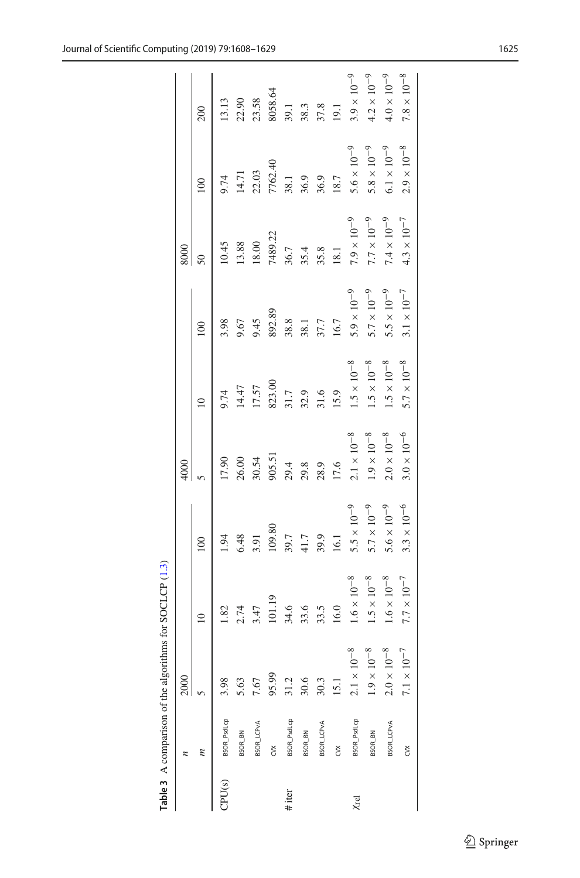**Table 3** A comparison of the algorithms for SOCLCP (1.3)

| $n$ | | 2000 | | | 4000 | | | 8000 | | |
|---|---|---|---|---|---|---|---|---|---|---|
| $m$ | | 5 | 10 | 100 | 5 | 10 | 100 | 50 | 100 | 200 |
| CPU(s) | BSOR_PsdLcp | 3.98 | 1.82 | 1.94 | 17.90 | 9.74 | 3.98 | 10.45 | 9.74 | 13.13 |
| | BSOR_BN | 5.63 | 2.74 | 6.48 | 26.00 | 14.47 | 9.67 | 13.88 | 14.71 | 22.90 |
| | BSOR_LCPvA | 7.67 | 3.47 | 3.91 | 30.54 | 17.57 | 9.45 | 18.00 | 22.03 | 23.58 |
| | CVX | 95.99 | 101.19 | 109.80 | 905.51 | 823.00 | 892.89 | 7489.22 | 7762.40 | 8058.64 |
| # iter | BSOR_PsdLcp | 31.2 | 34.6 | 39.7 | 29.4 | 31.7 | 38.8 | 36.7 | 38.1 | 39.1 |
| | BSOR_BN | 30.6 | 33.6 | 41.7 | 29.8 | 32.9 | 38.1 | 35.4 | 36.9 | 38.3 |
| | BSOR_LCPvA | 30.3 | 33.5 | 39.9 | 28.9 | 31.6 | 37.7 | 35.8 | 36.9 | 37.8 |
| | CVX | 15.1 | 16.0 | 16.1 | 17.6 | 15.9 | 16.7 | 18.1 | 18.7 | 19.1 |
| $\chi_{rel}$ | BSOR_PsdLcp | $2.1 \times 10^{-8}$ | $1.6 \times 10^{-8}$ | $5.5 \times 10^{-9}$ | $2.1 \times 10^{-8}$ | $1.5 \times 10^{-8}$ | $5.9 \times 10^{-9}$ | $7.9 \times 10^{-9}$ | $5.6 \times 10^{-9}$ | $3.9 \times 10^{-9}$ |
| | BSOR_BN | $1.9 \times 10^{-8}$ | $1.5 \times 10^{-8}$ | $5.7 \times 10^{-9}$ | $1.9 \times 10^{-8}$ | $1.5 \times 10^{-8}$ | $5.7 \times 10^{-9}$ | $7.7 \times 10^{-9}$ | $5.8 \times 10^{-9}$ | $4.2 \times 10^{-9}$ |
| | BSOR_LCPvA | $2.0 \times 10^{-8}$ | $1.6 \times 10^{-8}$ | $5.6 \times 10^{-9}$ | $2.0 \times 10^{-8}$ | $1.5 \times 10^{-8}$ | $5.5 \times 10^{-9}$ | $7.4 \times 10^{-9}$ | $6.1 \times 10^{-9}$ | $4.0 \times 10^{-9}$ |
| | CVX | $7.1 \times 10^{-7}$ | $7.7 \times 10^{-7}$ | $3.3 \times 10^{-6}$ | $3.0 \times 10^{-6}$ | $5.7 \times 10^{-8}$ | $3.1 \times 10^{-7}$ | $4.3 \times 10^{-7}$ | $2.9 \times 10^{-8}$ | $7.8 \times 10^{-8}$ |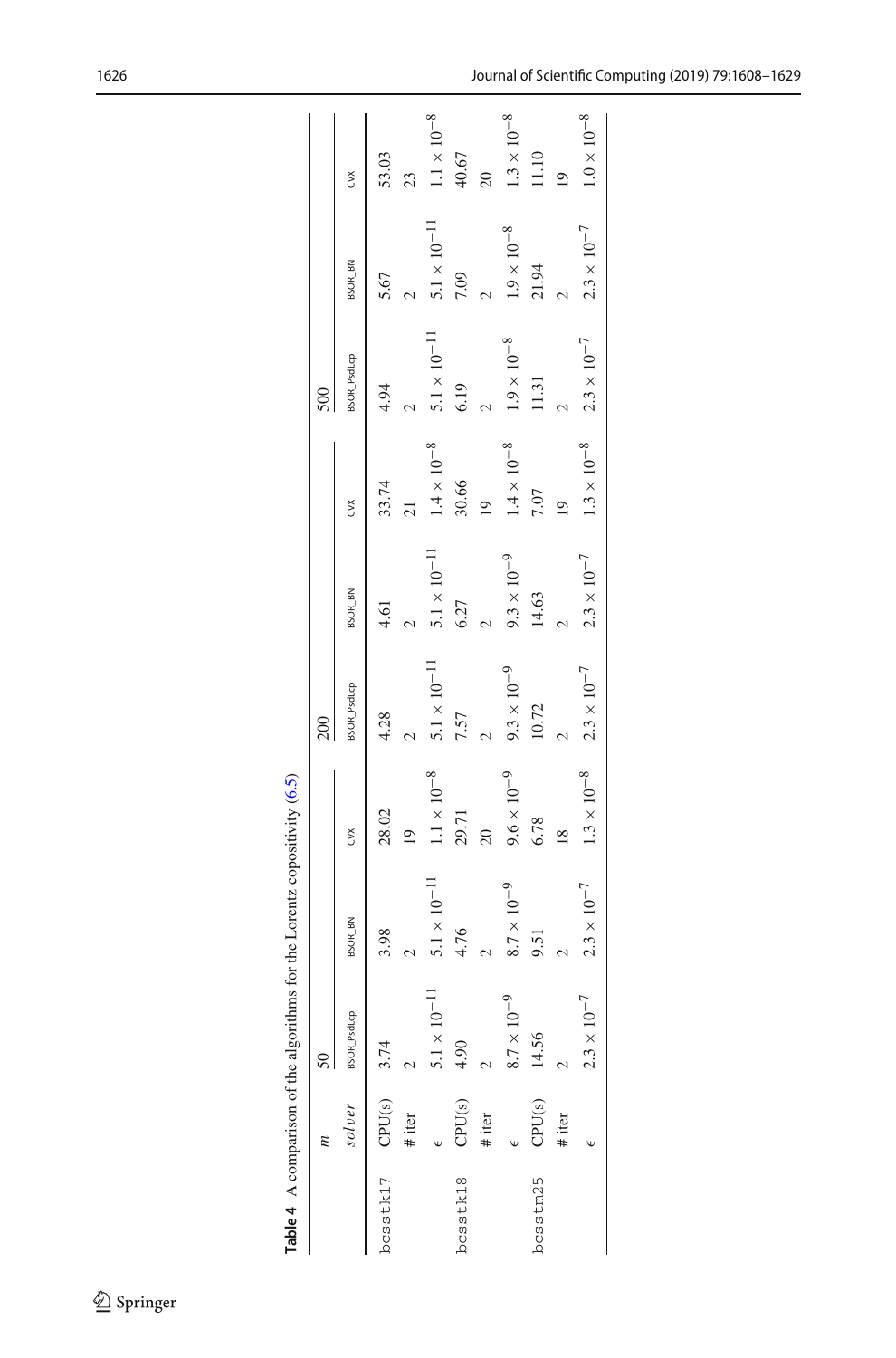**Table 4** A comparison of the algorithms for the Lorentz copositivity (6.5)

| | $m$ | 50 | | | 200 | | | 500 | | |
|---|---|---|---|---|---|---|---|---|---|---|
| | *solver* | BSOR_Psdlcp | BSOR_BN | CVX | BSOR_Psdlcp | BSOR_BN | CVX | BSOR_Psdlcp | BSOR_BN | CVX |
| bcsstk17 | CPU(s) | 3.74 | 3.98 | 28.02 | 4.28 | 4.61 | 33.74 | 4.94 | 5.67 | 53.03 |
| | # iter | 2 | 2 | 19 | 2 | 2 | 21 | 2 | 2 | 23 |
| | $\epsilon$ | $5.1 \times 10^{-11}$ | $5.1 \times 10^{-11}$ | $1.1 \times 10^{-8}$ | $5.1 \times 10^{-11}$ | $5.1 \times 10^{-11}$ | $1.4 \times 10^{-8}$ | $5.1 \times 10^{-11}$ | $5.1 \times 10^{-11}$ | $1.1 \times 10^{-8}$ |
| bcsstk18 | CPU(s) | 4.90 | 4.76 | 29.71 | 7.57 | 6.27 | 30.66 | 6.19 | 7.09 | 40.67 |
| | # iter | 2 | 2 | 20 | 2 | 2 | 19 | 2 | 2 | 20 |
| | $\epsilon$ | $8.7 \times 10^{-9}$ | $8.7 \times 10^{-9}$ | $9.6 \times 10^{-9}$ | $9.3 \times 10^{-9}$ | $9.3 \times 10^{-9}$ | $1.4 \times 10^{-8}$ | $1.9 \times 10^{-8}$ | $1.9 \times 10^{-8}$ | $1.3 \times 10^{-8}$ |
| bcsstm25 | CPU(s) | 14.56 | 9.51 | 6.78 | 10.72 | 14.63 | 7.07 | 11.31 | 21.94 | 11.10 |
| | # iter | 2 | 2 | 18 | 2 | 2 | 19 | 2 | 2 | 19 |
| | $\epsilon$ | $2.3 \times 10^{-7}$ | $2.3 \times 10^{-7}$ | $1.3 \times 10^{-8}$ | $2.3 \times 10^{-7}$ | $2.3 \times 10^{-7}$ | $1.3 \times 10^{-8}$ | $2.3 \times 10^{-7}$ | $2.3 \times 10^{-7}$ | $1.0 \times 10^{-8}$ |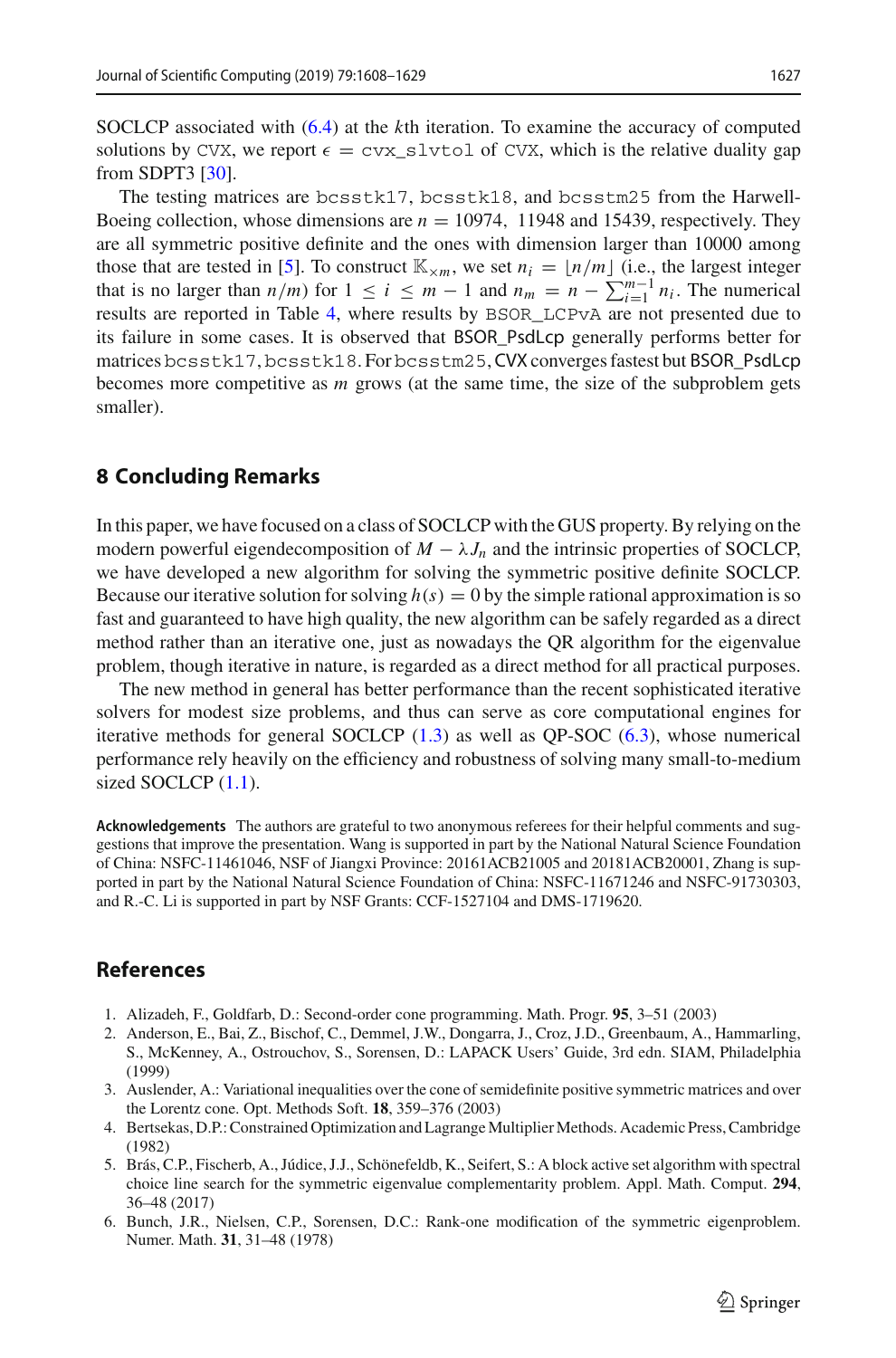SOCLCP associated with (6.4) at the $k$th iteration. To examine the accuracy of computed solutions by CVX, we report $\epsilon$ = cvx_slvtol of CVX, which is the relative duality gap from SDPT3 [30].

The testing matrices are bcsstk17, bcsstk18, and bcsstm25 from the Harwell-Boeing collection, whose dimensions are $n = 10974$, 11948 and 15439, respectively. They are all symmetric positive definite and the ones with dimension larger than 10000 among those that are tested in [5]. To construct $\mathbb{K}_{\times m}$, we set $n_i = \lfloor n/m \rfloor$ (i.e., the largest integer that is no larger than $n/m$) for $1 \le i \le m-1$ and $n_m = n - \sum_{i=1}^{m-1} n_i$. The numerical results are reported in Table 4, where results by BSOR_LCPvA are not presented due to its failure in some cases. It is observed that BSOR_PsdLcp generally performs better for matrices bcsstk17, bcsstk18. For bcsstm25, CVX converges fastest but BSOR_PsdLcp becomes more competitive as $m$ grows (at the same time, the size of the subproblem gets smaller).

## 8 Concluding Remarks

In this paper, we have focused on a class of SOCLCP with the GUS property. By relying on the modern powerful eigendecomposition of $M - \lambda J_n$ and the intrinsic properties of SOCLCP, we have developed a new algorithm for solving the symmetric positive definite SOCLCP. Because our iterative solution for solving $h(s) = 0$ by the simple rational approximation is so fast and guaranteed to have high quality, the new algorithm can be safely regarded as a direct method rather than an iterative one, just as nowadays the QR algorithm for the eigenvalue problem, though iterative in nature, is regarded as a direct method for all practical purposes.

The new method in general has better performance than the recent sophisticated iterative solvers for modest size problems, and thus can serve as core computational engines for iterative methods for general SOCLCP (1.3) as well as QP-SOC (6.3), whose numerical performance rely heavily on the efficiency and robustness of solving many small-to-medium sized SOCLCP (1.1).

**Acknowledgements** The authors are grateful to two anonymous referees for their helpful comments and suggestions that improve the presentation. Wang is supported in part by the National Natural Science Foundation of China: NSFC-11461046, NSF of Jiangxi Province: 20161ACB21005 and 20181ACB20001, Zhang is supported in part by the National Natural Science Foundation of China: NSFC-11671246 and NSFC-91730303, and R.-C. Li is supported in part by NSF Grants: CCF-1527104 and DMS-1719620.

## References

1. Alizadeh, F., Goldfarb, D.: Second-order cone programming. Math. Progr. **95**, 3–51 (2003)
2. Anderson, E., Bai, Z., Bischof, C., Demmel, J.W., Dongarra, J., Croz, J.D., Greenbaum, A., Hammarling, S., McKenney, A., Ostrouchov, S., Sorensen, D.: LAPACK Users' Guide, 3rd edn. SIAM, Philadelphia (1999)
3. Auslender, A.: Variational inequalities over the cone of semidefinite positive symmetric matrices and over the Lorentz cone. Opt. Methods Soft. **18**, 359–376 (2003)
4. Bertsekas, D.P.: Constrained Optimization and Lagrange Multiplier Methods. Academic Press, Cambridge (1982)
5. Brás, C.P., Fischerb, A., Júdice, J.J., Schönefeldb, K., Seifert, S.: A block active set algorithm with spectral choice line search for the symmetric eigenvalue complementarity problem. Appl. Math. Comput. **294**, 36–48 (2017)
6. Bunch, J.R., Nielsen, C.P., Sorensen, D.C.: Rank-one modification of the symmetric eigenproblem. Numer. Math. **31**, 31–48 (1978)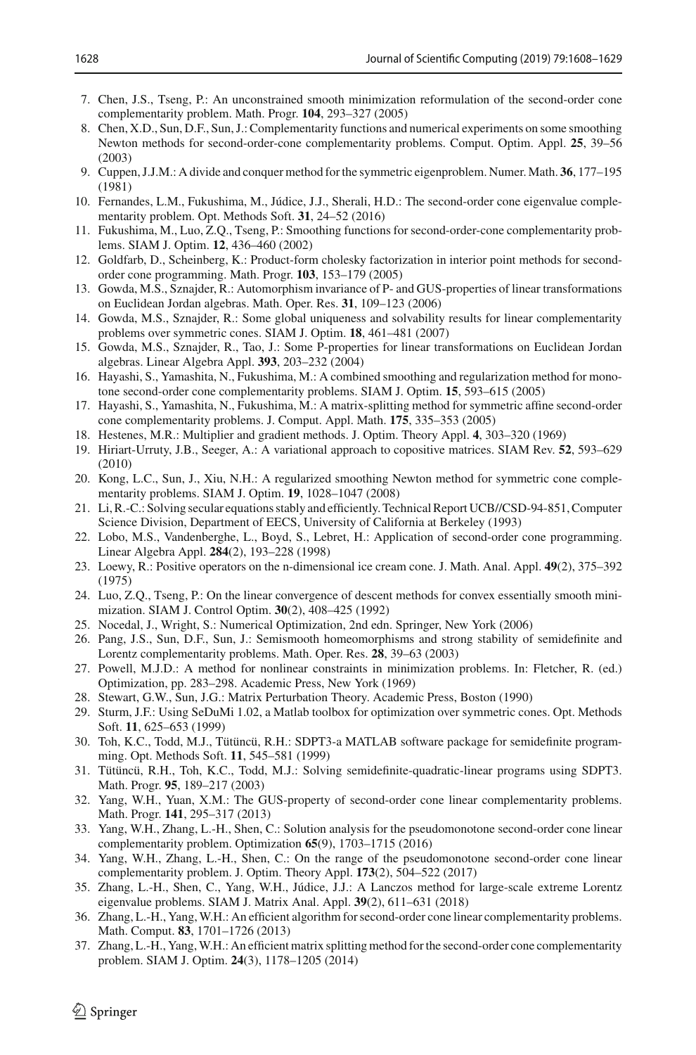7. Chen, J.S., Tseng, P.: An unconstrained smooth minimization reformulation of the second-order cone complementarity problem. Math. Progr. **104**, 293–327 (2005)
8. Chen, X.D., Sun, D.F., Sun, J.: Complementarity functions and numerical experiments on some smoothing Newton methods for second-order-cone complementarity problems. Comput. Optim. Appl. **25**, 39–56 (2003)
9. Cuppen, J.J.M.: A divide and conquer method for the symmetric eigenproblem. Numer. Math. **36**, 177–195 (1981)
10. Fernandes, L.M., Fukushima, M., Júdice, J.J., Sherali, H.D.: The second-order cone eigenvalue complementarity problem. Opt. Methods Soft. **31**, 24–52 (2016)
11. Fukushima, M., Luo, Z.Q., Tseng, P.: Smoothing functions for second-order-cone complementarity problems. SIAM J. Optim. **12**, 436–460 (2002)
12. Goldfarb, D., Scheinberg, K.: Product-form cholesky factorization in interior point methods for second-order cone programming. Math. Progr. **103**, 153–179 (2005)
13. Gowda, M.S., Sznajder, R.: Automorphism invariance of P- and GUS-properties of linear transformations on Euclidean Jordan algebras. Math. Oper. Res. **31**, 109–123 (2006)
14. Gowda, M.S., Sznajder, R.: Some global uniqueness and solvability results for linear complementarity problems over symmetric cones. SIAM J. Optim. **18**, 461–481 (2007)
15. Gowda, M.S., Sznajder, R., Tao, J.: Some P-properties for linear transformations on Euclidean Jordan algebras. Linear Algebra Appl. **393**, 203–232 (2004)
16. Hayashi, S., Yamashita, N., Fukushima, M.: A combined smoothing and regularization method for monotone second-order cone complementarity problems. SIAM J. Optim. **15**, 593–615 (2005)
17. Hayashi, S., Yamashita, N., Fukushima, M.: A matrix-splitting method for symmetric affine second-order cone complementarity problems. J. Comput. Appl. Math. **175**, 335–353 (2005)
18. Hestenes, M.R.: Multiplier and gradient methods. J. Optim. Theory Appl. **4**, 303–320 (1969)
19. Hiriart-Urruty, J.B., Seeger, A.: A variational approach to copositive matrices. SIAM Rev. **52**, 593–629 (2010)
20. Kong, L.C., Sun, J., Xiu, N.H.: A regularized smoothing Newton method for symmetric cone complementarity problems. SIAM J. Optim. **19**, 1028–1047 (2008)
21. Li, R.-C.: Solving secular equations stably and efficiently. Technical Report UCB//CSD-94-851, Computer Science Division, Department of EECS, University of California at Berkeley (1993)
22. Lobo, M.S., Vandenberghe, L., Boyd, S., Lebret, H.: Application of second-order cone programming. Linear Algebra Appl. **284**(2), 193–228 (1998)
23. Loewy, R.: Positive operators on the n-dimensional ice cream cone. J. Math. Anal. Appl. **49**(2), 375–392 (1975)
24. Luo, Z.Q., Tseng, P.: On the linear convergence of descent methods for convex essentially smooth minimization. SIAM J. Control Optim. **30**(2), 408–425 (1992)
25. Nocedal, J., Wright, S.: Numerical Optimization, 2nd edn. Springer, New York (2006)
26. Pang, J.S., Sun, D.F., Sun, J.: Semismooth homeomorphisms and strong stability of semidefinite and Lorentz complementarity problems. Math. Oper. Res. **28**, 39–63 (2003)
27. Powell, M.J.D.: A method for nonlinear constraints in minimization problems. In: Fletcher, R. (ed.) Optimization, pp. 283–298. Academic Press, New York (1969)
28. Stewart, G.W., Sun, J.G.: Matrix Perturbation Theory. Academic Press, Boston (1990)
29. Sturm, J.F.: Using SeDuMi 1.02, a Matlab toolbox for optimization over symmetric cones. Opt. Methods Soft. **11**, 625–653 (1999)
30. Toh, K.C., Todd, M.J., Tütüncü, R.H.: SDPT3-a MATLAB software package for semidefinite programming. Opt. Methods Soft. **11**, 545–581 (1999)
31. Tütüncü, R.H., Toh, K.C., Todd, M.J.: Solving semidefinite-quadratic-linear programs using SDPT3. Math. Progr. **95**, 189–217 (2003)
32. Yang, W.H., Yuan, X.M.: The GUS-property of second-order cone linear complementarity problems. Math. Progr. **141**, 295–317 (2013)
33. Yang, W.H., Zhang, L.-H., Shen, C.: Solution analysis for the pseudomonotone second-order cone linear complementarity problem. Optimization **65**(9), 1703–1715 (2016)
34. Yang, W.H., Zhang, L.-H., Shen, C.: On the range of the pseudomonotone second-order cone linear complementarity problem. J. Optim. Theory Appl. **173**(2), 504–522 (2017)
35. Zhang, L.-H., Shen, C., Yang, W.H., Júdice, J.J.: A Lanczos method for large-scale extreme Lorentz eigenvalue problems. SIAM J. Matrix Anal. Appl. **39**(2), 611–631 (2018)
36. Zhang, L.-H., Yang, W.H.: An efficient algorithm for second-order cone linear complementarity problems. Math. Comput. **83**, 1701–1726 (2013)
37. Zhang, L.-H., Yang, W.H.: An efficient matrix splitting method for the second-order cone complementarity problem. SIAM J. Optim. **24**(3), 1178–1205 (2014)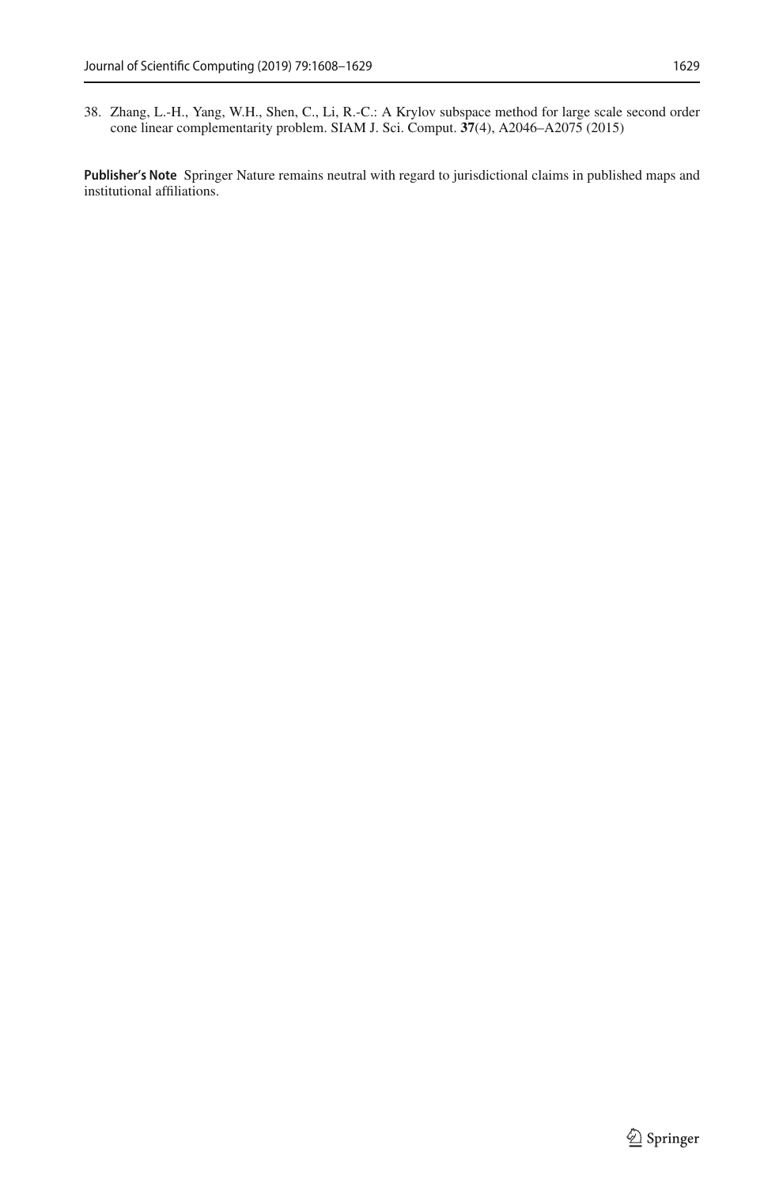38. Zhang, L.-H., Yang, W.H., Shen, C., Li, R.-C.: A Krylov subspace method for large scale second order cone linear complementarity problem. SIAM J. Sci. Comput. **37**(4), A2046–A2075 (2015)

**Publisher's Note** Springer Nature remains neutral with regard to jurisdictional claims in published maps and institutional affiliations.